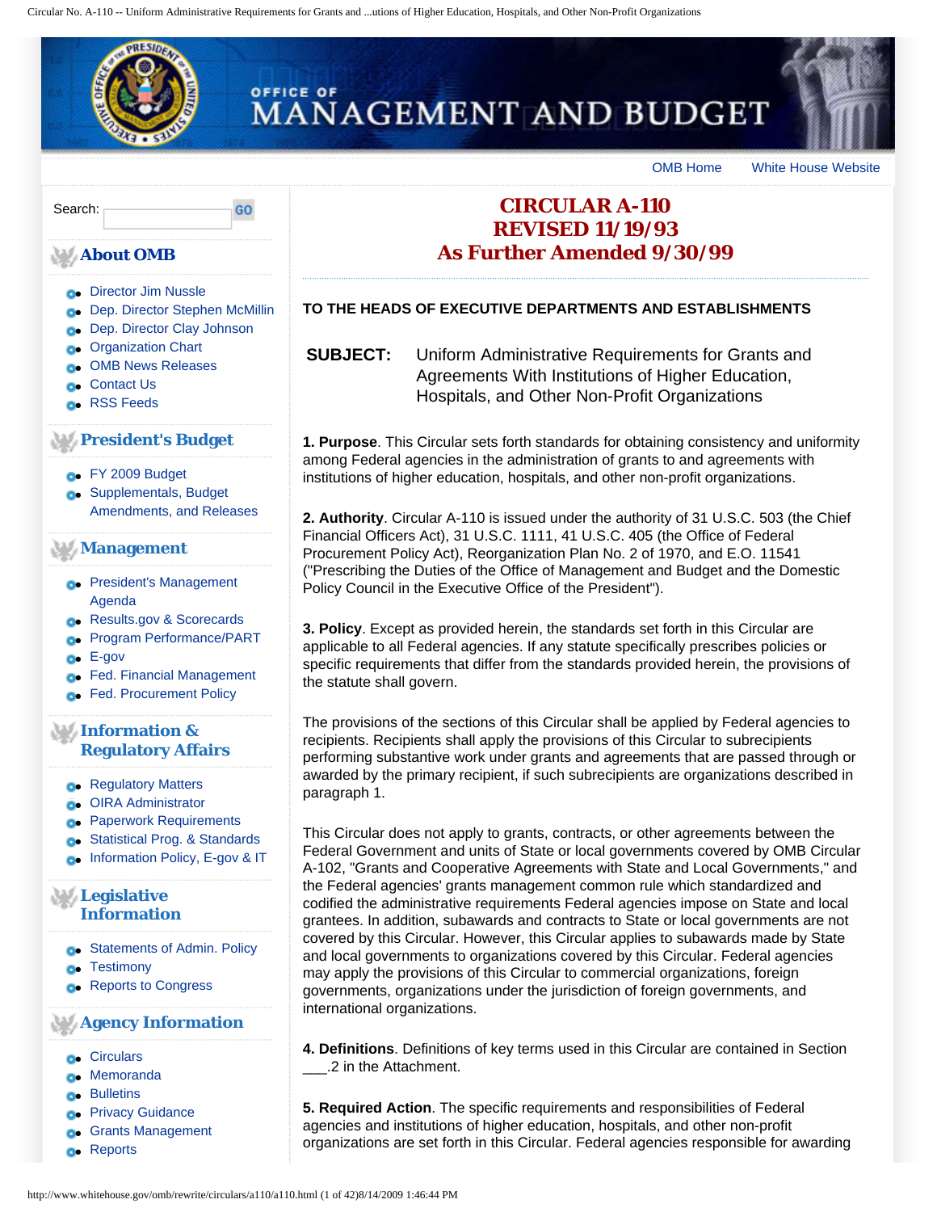# CIRCULAR A-110
# REVISED 11/19/93
# As Further Amended 9/30/99

**TO THE HEADS OF EXECUTIVE DEPARTMENTS AND ESTABLISHMENTS**

**SUBJECT:** Uniform Administrative Requirements for Grants and Agreements With Institutions of Higher Education, Hospitals, and Other Non-Profit Organizations

**1. Purpose**. This Circular sets forth standards for obtaining consistency and uniformity among Federal agencies in the administration of grants to and agreements with institutions of higher education, hospitals, and other non-profit organizations.

**2. Authority**. Circular A-110 is issued under the authority of 31 U.S.C. 503 (the Chief Financial Officers Act), 31 U.S.C. 1111, 41 U.S.C. 405 (the Office of Federal Procurement Policy Act), Reorganization Plan No. 2 of 1970, and E.O. 11541 ("Prescribing the Duties of the Office of Management and Budget and the Domestic Policy Council in the Executive Office of the President").

**3. Policy**. Except as provided herein, the standards set forth in this Circular are applicable to all Federal agencies. If any statute specifically prescribes policies or specific requirements that differ from the standards provided herein, the provisions of the statute shall govern.

The provisions of the sections of this Circular shall be applied by Federal agencies to recipients. Recipients shall apply the provisions of this Circular to subrecipients performing substantive work under grants and agreements that are passed through or awarded by the primary recipient, if such subrecipients are organizations described in paragraph 1.

This Circular does not apply to grants, contracts, or other agreements between the Federal Government and units of State or local governments covered by OMB Circular A-102, "Grants and Cooperative Agreements with State and Local Governments," and the Federal agencies' grants management common rule which standardized and codified the administrative requirements Federal agencies impose on State and local grantees. In addition, subawards and contracts to State or local governments are not covered by this Circular. However, this Circular applies to subawards made by State and local governments to organizations covered by this Circular. Federal agencies may apply the provisions of this Circular to commercial organizations, foreign governments, organizations under the jurisdiction of foreign governments, and international organizations.

**4. Definitions**. Definitions of key terms used in this Circular are contained in Section ___.2 in the Attachment.

**5. Required Action**. The specific requirements and responsibilities of Federal agencies and institutions of higher education, hospitals, and other non-profit organizations are set forth in this Circular. Federal agencies responsible for awarding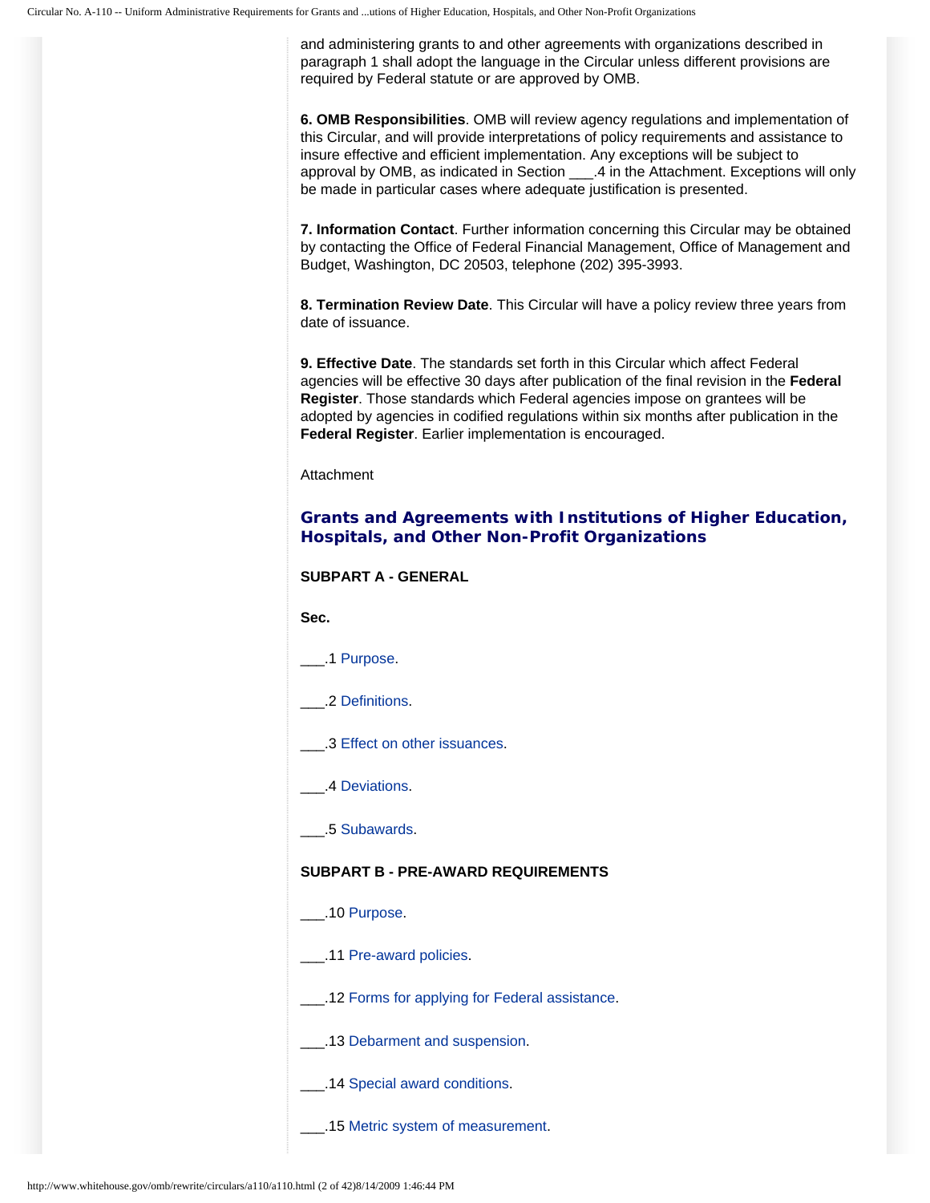and administering grants to and other agreements with organizations described in paragraph 1 shall adopt the language in the Circular unless different provisions are required by Federal statute or are approved by OMB.

**6. OMB Responsibilities**. OMB will review agency regulations and implementation of this Circular, and will provide interpretations of policy requirements and assistance to insure effective and efficient implementation. Any exceptions will be subject to approval by OMB, as indicated in Section ___.4 in the Attachment. Exceptions will only be made in particular cases where adequate justification is presented.

**7. Information Contact**. Further information concerning this Circular may be obtained by contacting the Office of Federal Financial Management, Office of Management and Budget, Washington, DC 20503, telephone (202) 395-3993.

**8. Termination Review Date**. This Circular will have a policy review three years from date of issuance.

**9. Effective Date**. The standards set forth in this Circular which affect Federal agencies will be effective 30 days after publication of the final revision in the **Federal Register**. Those standards which Federal agencies impose on grantees will be adopted by agencies in codified regulations within six months after publication in the **Federal Register**. Earlier implementation is encouraged.

Attachment

## Grants and Agreements with Institutions of Higher Education, Hospitals, and Other Non-Profit Organizations

**SUBPART A - GENERAL**

**Sec.**

___.1 Purpose.

___.2 Definitions.

___.3 Effect on other issuances.

___.4 Deviations.

___.5 Subawards.

**SUBPART B - PRE-AWARD REQUIREMENTS**

___.10 Purpose.

___.11 Pre-award policies.

___.12 Forms for applying for Federal assistance.

___.13 Debarment and suspension.

___.14 Special award conditions.

___.15 Metric system of measurement.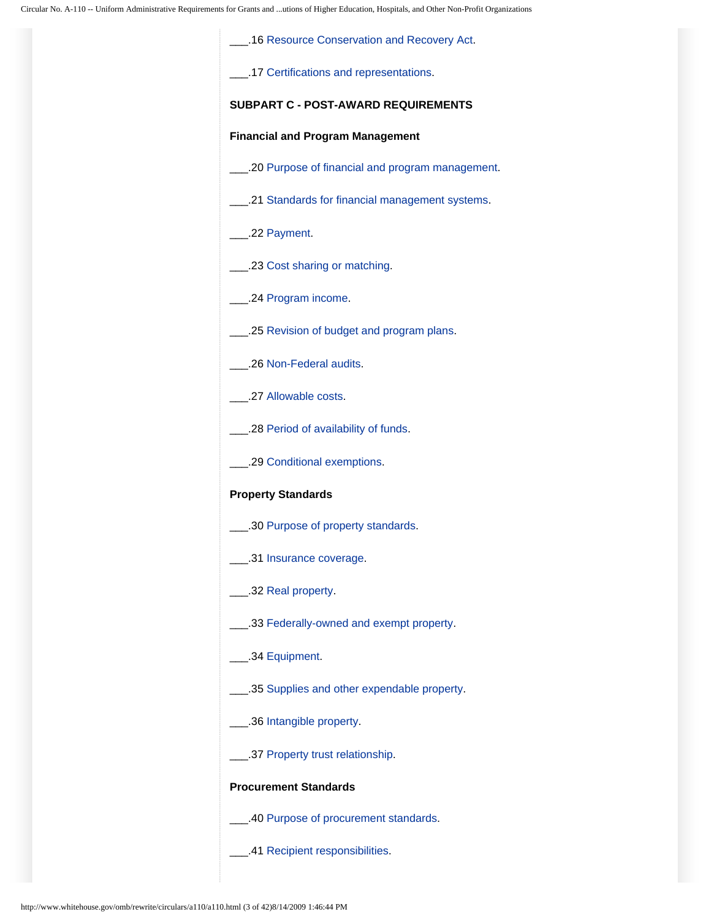___.16 Resource Conservation and Recovery Act.

___.17 Certifications and representations.

**SUBPART C - POST-AWARD REQUIREMENTS**

**Financial and Program Management**

___.20 Purpose of financial and program management.

___.21 Standards for financial management systems.

___.22 Payment.

___.23 Cost sharing or matching.

___.24 Program income.

___.25 Revision of budget and program plans.

___.26 Non-Federal audits.

___.27 Allowable costs.

___.28 Period of availability of funds.

___.29 Conditional exemptions.

**Property Standards**

___.30 Purpose of property standards.

___.31 Insurance coverage.

___.32 Real property.

___.33 Federally-owned and exempt property.

___.34 Equipment.

___.35 Supplies and other expendable property.

___.36 Intangible property.

___.37 Property trust relationship.

**Procurement Standards**

___.40 Purpose of procurement standards.

___.41 Recipient responsibilities.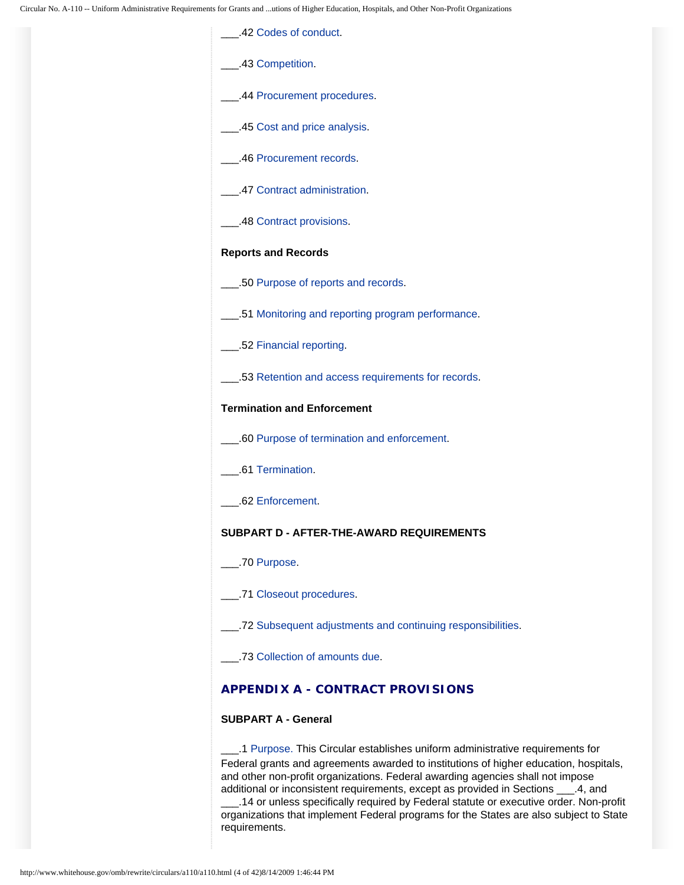___.42 Codes of conduct.

___.43 Competition.

___.44 Procurement procedures.

___.45 Cost and price analysis.

___.46 Procurement records.

___.47 Contract administration.

___.48 Contract provisions.

**Reports and Records**

___.50 Purpose of reports and records.

___.51 Monitoring and reporting program performance.

___.52 Financial reporting.

___.53 Retention and access requirements for records.

**Termination and Enforcement**

___.60 Purpose of termination and enforcement.

___.61 Termination.

___.62 Enforcement.

**SUBPART D - AFTER-THE-AWARD REQUIREMENTS**

___.70 Purpose.

___.71 Closeout procedures.

___.72 Subsequent adjustments and continuing responsibilities.

___.73 Collection of amounts due.

## APPENDIX A - CONTRACT PROVISIONS

**SUBPART A - General**

___.1 Purpose. This Circular establishes uniform administrative requirements for Federal grants and agreements awarded to institutions of higher education, hospitals, and other non-profit organizations. Federal awarding agencies shall not impose additional or inconsistent requirements, except as provided in Sections ___.4, and ___.14 or unless specifically required by Federal statute or executive order. Non-profit organizations that implement Federal programs for the States are also subject to State requirements.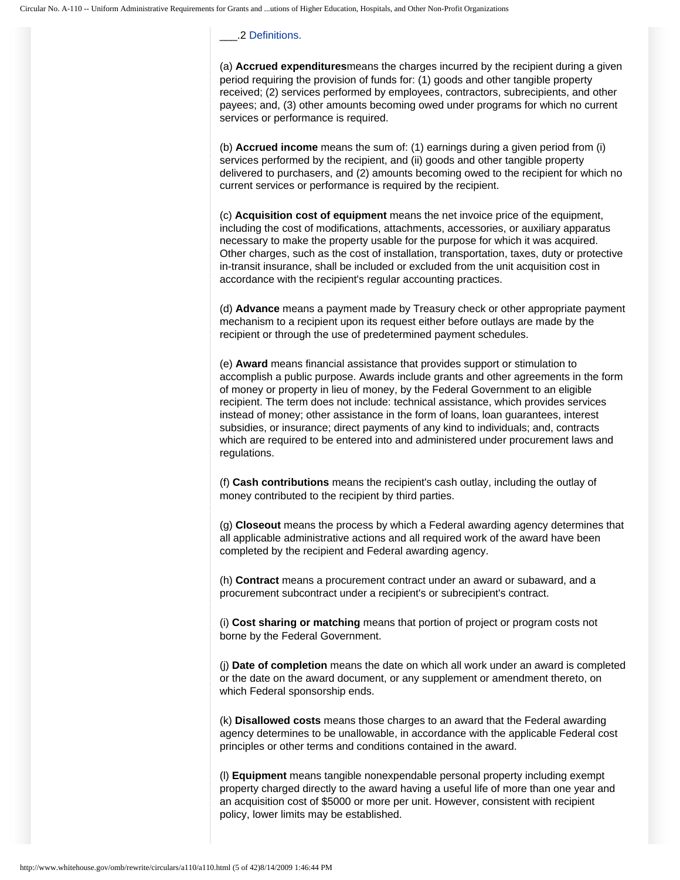___.2 Definitions.

(a) **Accrued expenditures**means the charges incurred by the recipient during a given period requiring the provision of funds for: (1) goods and other tangible property received; (2) services performed by employees, contractors, subrecipients, and other payees; and, (3) other amounts becoming owed under programs for which no current services or performance is required.

(b) **Accrued income** means the sum of: (1) earnings during a given period from (i) services performed by the recipient, and (ii) goods and other tangible property delivered to purchasers, and (2) amounts becoming owed to the recipient for which no current services or performance is required by the recipient.

(c) **Acquisition cost of equipment** means the net invoice price of the equipment, including the cost of modifications, attachments, accessories, or auxiliary apparatus necessary to make the property usable for the purpose for which it was acquired. Other charges, such as the cost of installation, transportation, taxes, duty or protective in-transit insurance, shall be included or excluded from the unit acquisition cost in accordance with the recipient's regular accounting practices.

(d) **Advance** means a payment made by Treasury check or other appropriate payment mechanism to a recipient upon its request either before outlays are made by the recipient or through the use of predetermined payment schedules.

(e) **Award** means financial assistance that provides support or stimulation to accomplish a public purpose. Awards include grants and other agreements in the form of money or property in lieu of money, by the Federal Government to an eligible recipient. The term does not include: technical assistance, which provides services instead of money; other assistance in the form of loans, loan guarantees, interest subsidies, or insurance; direct payments of any kind to individuals; and, contracts which are required to be entered into and administered under procurement laws and regulations.

(f) **Cash contributions** means the recipient's cash outlay, including the outlay of money contributed to the recipient by third parties.

(g) **Closeout** means the process by which a Federal awarding agency determines that all applicable administrative actions and all required work of the award have been completed by the recipient and Federal awarding agency.

(h) **Contract** means a procurement contract under an award or subaward, and a procurement subcontract under a recipient's or subrecipient's contract.

(i) **Cost sharing or matching** means that portion of project or program costs not borne by the Federal Government.

(j) **Date of completion** means the date on which all work under an award is completed or the date on the award document, or any supplement or amendment thereto, on which Federal sponsorship ends.

(k) **Disallowed costs** means those charges to an award that the Federal awarding agency determines to be unallowable, in accordance with the applicable Federal cost principles or other terms and conditions contained in the award.

(l) **Equipment** means tangible nonexpendable personal property including exempt property charged directly to the award having a useful life of more than one year and an acquisition cost of $5000 or more per unit. However, consistent with recipient policy, lower limits may be established.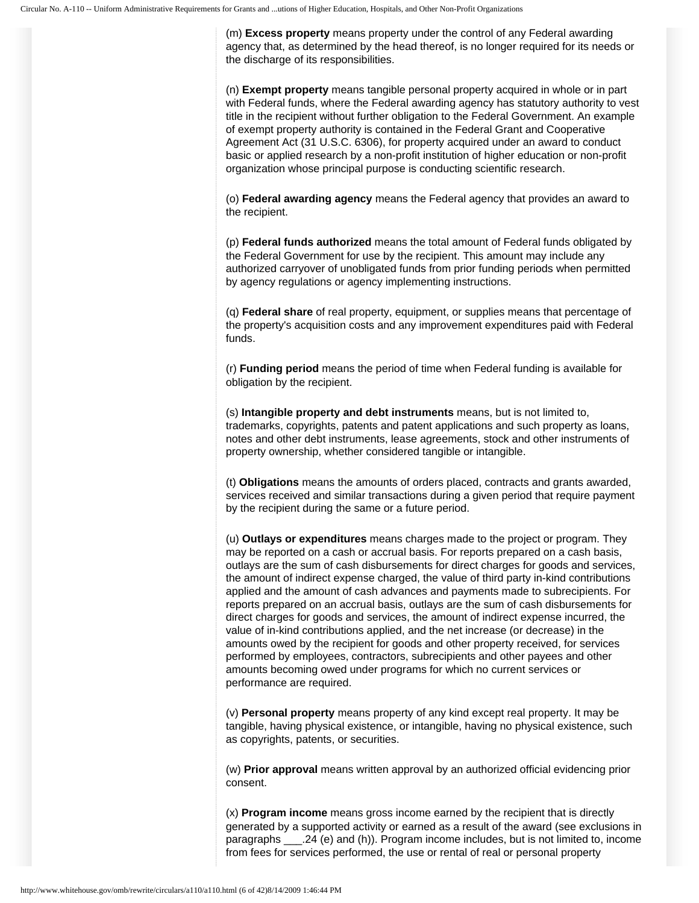(m) **Excess property** means property under the control of any Federal awarding agency that, as determined by the head thereof, is no longer required for its needs or the discharge of its responsibilities.

(n) **Exempt property** means tangible personal property acquired in whole or in part with Federal funds, where the Federal awarding agency has statutory authority to vest title in the recipient without further obligation to the Federal Government. An example of exempt property authority is contained in the Federal Grant and Cooperative Agreement Act (31 U.S.C. 6306), for property acquired under an award to conduct basic or applied research by a non-profit institution of higher education or non-profit organization whose principal purpose is conducting scientific research.

(o) **Federal awarding agency** means the Federal agency that provides an award to the recipient.

(p) **Federal funds authorized** means the total amount of Federal funds obligated by the Federal Government for use by the recipient. This amount may include any authorized carryover of unobligated funds from prior funding periods when permitted by agency regulations or agency implementing instructions.

(q) **Federal share** of real property, equipment, or supplies means that percentage of the property's acquisition costs and any improvement expenditures paid with Federal funds.

(r) **Funding period** means the period of time when Federal funding is available for obligation by the recipient.

(s) **Intangible property and debt instruments** means, but is not limited to, trademarks, copyrights, patents and patent applications and such property as loans, notes and other debt instruments, lease agreements, stock and other instruments of property ownership, whether considered tangible or intangible.

(t) **Obligations** means the amounts of orders placed, contracts and grants awarded, services received and similar transactions during a given period that require payment by the recipient during the same or a future period.

(u) **Outlays or expenditures** means charges made to the project or program. They may be reported on a cash or accrual basis. For reports prepared on a cash basis, outlays are the sum of cash disbursements for direct charges for goods and services, the amount of indirect expense charged, the value of third party in-kind contributions applied and the amount of cash advances and payments made to subrecipients. For reports prepared on an accrual basis, outlays are the sum of cash disbursements for direct charges for goods and services, the amount of indirect expense incurred, the value of in-kind contributions applied, and the net increase (or decrease) in the amounts owed by the recipient for goods and other property received, for services performed by employees, contractors, subrecipients and other payees and other amounts becoming owed under programs for which no current services or performance are required.

(v) **Personal property** means property of any kind except real property. It may be tangible, having physical existence, or intangible, having no physical existence, such as copyrights, patents, or securities.

(w) **Prior approval** means written approval by an authorized official evidencing prior consent.

(x) **Program income** means gross income earned by the recipient that is directly generated by a supported activity or earned as a result of the award (see exclusions in paragraphs ___.24 (e) and (h)). Program income includes, but is not limited to, income from fees for services performed, the use or rental of real or personal property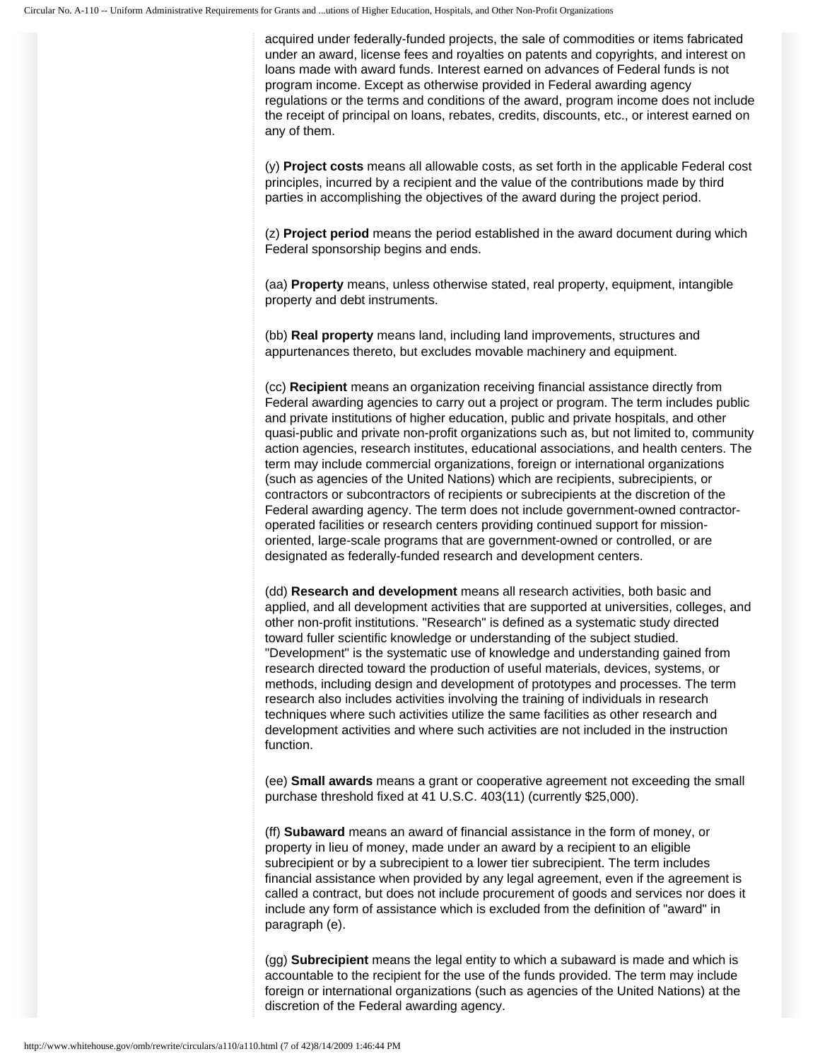acquired under federally-funded projects, the sale of commodities or items fabricated under an award, license fees and royalties on patents and copyrights, and interest on loans made with award funds. Interest earned on advances of Federal funds is not program income. Except as otherwise provided in Federal awarding agency regulations or the terms and conditions of the award, program income does not include the receipt of principal on loans, rebates, credits, discounts, etc., or interest earned on any of them.

(y) **Project costs** means all allowable costs, as set forth in the applicable Federal cost principles, incurred by a recipient and the value of the contributions made by third parties in accomplishing the objectives of the award during the project period.

(z) **Project period** means the period established in the award document during which Federal sponsorship begins and ends.

(aa) **Property** means, unless otherwise stated, real property, equipment, intangible property and debt instruments.

(bb) **Real property** means land, including land improvements, structures and appurtenances thereto, but excludes movable machinery and equipment.

(cc) **Recipient** means an organization receiving financial assistance directly from Federal awarding agencies to carry out a project or program. The term includes public and private institutions of higher education, public and private hospitals, and other quasi-public and private non-profit organizations such as, but not limited to, community action agencies, research institutes, educational associations, and health centers. The term may include commercial organizations, foreign or international organizations (such as agencies of the United Nations) which are recipients, subrecipients, or contractors or subcontractors of recipients or subrecipients at the discretion of the Federal awarding agency. The term does not include government-owned contractor-operated facilities or research centers providing continued support for mission-oriented, large-scale programs that are government-owned or controlled, or are designated as federally-funded research and development centers.

(dd) **Research and development** means all research activities, both basic and applied, and all development activities that are supported at universities, colleges, and other non-profit institutions. "Research" is defined as a systematic study directed toward fuller scientific knowledge or understanding of the subject studied. "Development" is the systematic use of knowledge and understanding gained from research directed toward the production of useful materials, devices, systems, or methods, including design and development of prototypes and processes. The term research also includes activities involving the training of individuals in research techniques where such activities utilize the same facilities as other research and development activities and where such activities are not included in the instruction function.

(ee) **Small awards** means a grant or cooperative agreement not exceeding the small purchase threshold fixed at 41 U.S.C. 403(11) (currently $25,000).

(ff) **Subaward** means an award of financial assistance in the form of money, or property in lieu of money, made under an award by a recipient to an eligible subrecipient or by a subrecipient to a lower tier subrecipient. The term includes financial assistance when provided by any legal agreement, even if the agreement is called a contract, but does not include procurement of goods and services nor does it include any form of assistance which is excluded from the definition of "award" in paragraph (e).

(gg) **Subrecipient** means the legal entity to which a subaward is made and which is accountable to the recipient for the use of the funds provided. The term may include foreign or international organizations (such as agencies of the United Nations) at the discretion of the Federal awarding agency.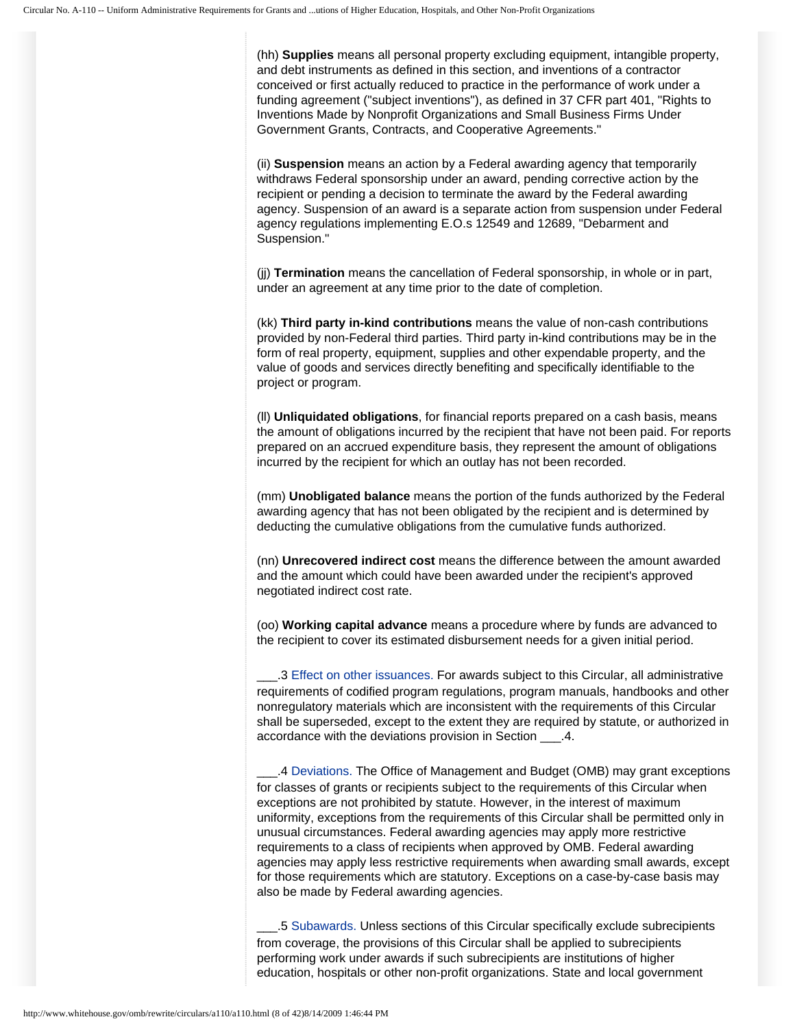(hh) **Supplies** means all personal property excluding equipment, intangible property, and debt instruments as defined in this section, and inventions of a contractor conceived or first actually reduced to practice in the performance of work under a funding agreement ("subject inventions"), as defined in 37 CFR part 401, "Rights to Inventions Made by Nonprofit Organizations and Small Business Firms Under Government Grants, Contracts, and Cooperative Agreements."

(ii) **Suspension** means an action by a Federal awarding agency that temporarily withdraws Federal sponsorship under an award, pending corrective action by the recipient or pending a decision to terminate the award by the Federal awarding agency. Suspension of an award is a separate action from suspension under Federal agency regulations implementing E.O.s 12549 and 12689, "Debarment and Suspension."

(jj) **Termination** means the cancellation of Federal sponsorship, in whole or in part, under an agreement at any time prior to the date of completion.

(kk) **Third party in-kind contributions** means the value of non-cash contributions provided by non-Federal third parties. Third party in-kind contributions may be in the form of real property, equipment, supplies and other expendable property, and the value of goods and services directly benefiting and specifically identifiable to the project or program.

(ll) **Unliquidated obligations**, for financial reports prepared on a cash basis, means the amount of obligations incurred by the recipient that have not been paid. For reports prepared on an accrued expenditure basis, they represent the amount of obligations incurred by the recipient for which an outlay has not been recorded.

(mm) **Unobligated balance** means the portion of the funds authorized by the Federal awarding agency that has not been obligated by the recipient and is determined by deducting the cumulative obligations from the cumulative funds authorized.

(nn) **Unrecovered indirect cost** means the difference between the amount awarded and the amount which could have been awarded under the recipient's approved negotiated indirect cost rate.

(oo) **Working capital advance** means a procedure where by funds are advanced to the recipient to cover its estimated disbursement needs for a given initial period.

___.3 Effect on other issuances. For awards subject to this Circular, all administrative requirements of codified program regulations, program manuals, handbooks and other nonregulatory materials which are inconsistent with the requirements of this Circular shall be superseded, except to the extent they are required by statute, or authorized in accordance with the deviations provision in Section ___.4.

___.4 Deviations. The Office of Management and Budget (OMB) may grant exceptions for classes of grants or recipients subject to the requirements of this Circular when exceptions are not prohibited by statute. However, in the interest of maximum uniformity, exceptions from the requirements of this Circular shall be permitted only in unusual circumstances. Federal awarding agencies may apply more restrictive requirements to a class of recipients when approved by OMB. Federal awarding agencies may apply less restrictive requirements when awarding small awards, except for those requirements which are statutory. Exceptions on a case-by-case basis may also be made by Federal awarding agencies.

___.5 Subawards. Unless sections of this Circular specifically exclude subrecipients from coverage, the provisions of this Circular shall be applied to subrecipients performing work under awards if such subrecipients are institutions of higher education, hospitals or other non-profit organizations. State and local government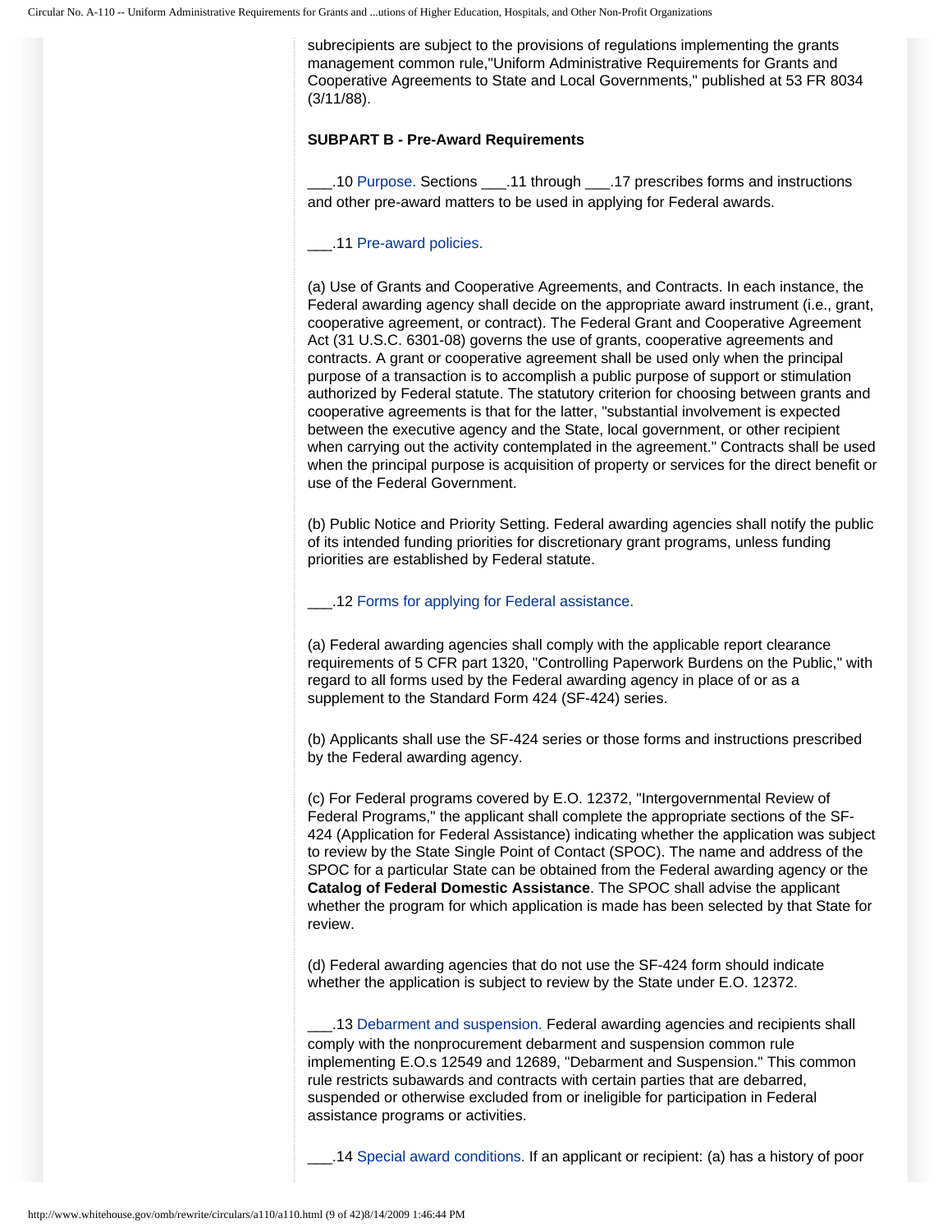subrecipients are subject to the provisions of regulations implementing the grants management common rule,"Uniform Administrative Requirements for Grants and Cooperative Agreements to State and Local Governments," published at 53 FR 8034 (3/11/88).

**SUBPART B - Pre-Award Requirements**

___.10 Purpose. Sections ___.11 through ___.17 prescribes forms and instructions and other pre-award matters to be used in applying for Federal awards.

___.11 Pre-award policies.

(a) Use of Grants and Cooperative Agreements, and Contracts. In each instance, the Federal awarding agency shall decide on the appropriate award instrument (i.e., grant, cooperative agreement, or contract). The Federal Grant and Cooperative Agreement Act (31 U.S.C. 6301-08) governs the use of grants, cooperative agreements and contracts. A grant or cooperative agreement shall be used only when the principal purpose of a transaction is to accomplish a public purpose of support or stimulation authorized by Federal statute. The statutory criterion for choosing between grants and cooperative agreements is that for the latter, "substantial involvement is expected between the executive agency and the State, local government, or other recipient when carrying out the activity contemplated in the agreement." Contracts shall be used when the principal purpose is acquisition of property or services for the direct benefit or use of the Federal Government.

(b) Public Notice and Priority Setting. Federal awarding agencies shall notify the public of its intended funding priorities for discretionary grant programs, unless funding priorities are established by Federal statute.

___.12 Forms for applying for Federal assistance.

(a) Federal awarding agencies shall comply with the applicable report clearance requirements of 5 CFR part 1320, "Controlling Paperwork Burdens on the Public," with regard to all forms used by the Federal awarding agency in place of or as a supplement to the Standard Form 424 (SF-424) series.

(b) Applicants shall use the SF-424 series or those forms and instructions prescribed by the Federal awarding agency.

(c) For Federal programs covered by E.O. 12372, "Intergovernmental Review of Federal Programs," the applicant shall complete the appropriate sections of the SF-424 (Application for Federal Assistance) indicating whether the application was subject to review by the State Single Point of Contact (SPOC). The name and address of the SPOC for a particular State can be obtained from the Federal awarding agency or the **Catalog of Federal Domestic Assistance**. The SPOC shall advise the applicant whether the program for which application is made has been selected by that State for review.

(d) Federal awarding agencies that do not use the SF-424 form should indicate whether the application is subject to review by the State under E.O. 12372.

___.13 Debarment and suspension. Federal awarding agencies and recipients shall comply with the nonprocurement debarment and suspension common rule implementing E.O.s 12549 and 12689, "Debarment and Suspension." This common rule restricts subawards and contracts with certain parties that are debarred, suspended or otherwise excluded from or ineligible for participation in Federal assistance programs or activities.

___.14 Special award conditions. If an applicant or recipient: (a) has a history of poor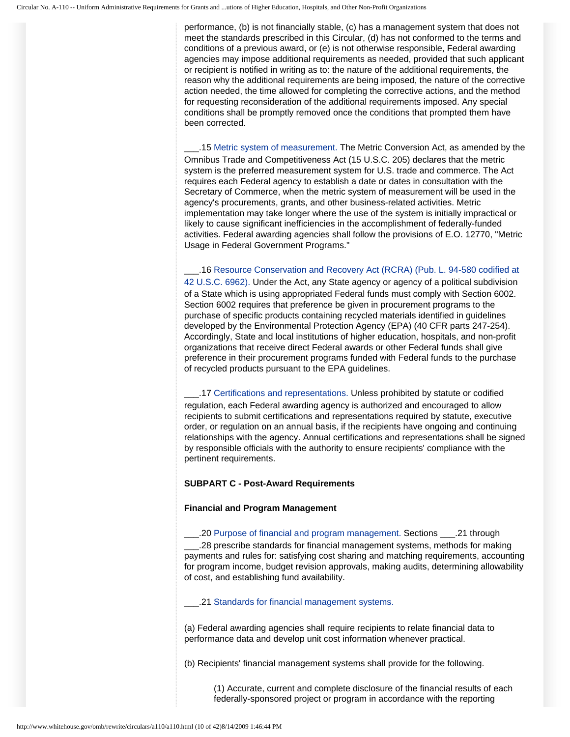performance, (b) is not financially stable, (c) has a management system that does not meet the standards prescribed in this Circular, (d) has not conformed to the terms and conditions of a previous award, or (e) is not otherwise responsible, Federal awarding agencies may impose additional requirements as needed, provided that such applicant or recipient is notified in writing as to: the nature of the additional requirements, the reason why the additional requirements are being imposed, the nature of the corrective action needed, the time allowed for completing the corrective actions, and the method for requesting reconsideration of the additional requirements imposed. Any special conditions shall be promptly removed once the conditions that prompted them have been corrected.

___.15 Metric system of measurement. The Metric Conversion Act, as amended by the Omnibus Trade and Competitiveness Act (15 U.S.C. 205) declares that the metric system is the preferred measurement system for U.S. trade and commerce. The Act requires each Federal agency to establish a date or dates in consultation with the Secretary of Commerce, when the metric system of measurement will be used in the agency's procurements, grants, and other business-related activities. Metric implementation may take longer where the use of the system is initially impractical or likely to cause significant inefficiencies in the accomplishment of federally-funded activities. Federal awarding agencies shall follow the provisions of E.O. 12770, "Metric Usage in Federal Government Programs."

___.16 Resource Conservation and Recovery Act (RCRA) (Pub. L. 94-580 codified at 42 U.S.C. 6962). Under the Act, any State agency or agency of a political subdivision of a State which is using appropriated Federal funds must comply with Section 6002. Section 6002 requires that preference be given in procurement programs to the purchase of specific products containing recycled materials identified in guidelines developed by the Environmental Protection Agency (EPA) (40 CFR parts 247-254). Accordingly, State and local institutions of higher education, hospitals, and non-profit organizations that receive direct Federal awards or other Federal funds shall give preference in their procurement programs funded with Federal funds to the purchase of recycled products pursuant to the EPA guidelines.

___.17 Certifications and representations. Unless prohibited by statute or codified regulation, each Federal awarding agency is authorized and encouraged to allow recipients to submit certifications and representations required by statute, executive order, or regulation on an annual basis, if the recipients have ongoing and continuing relationships with the agency. Annual certifications and representations shall be signed by responsible officials with the authority to ensure recipients' compliance with the pertinent requirements.

**SUBPART C - Post-Award Requirements**

**Financial and Program Management**

___.20 Purpose of financial and program management. Sections ___.21 through ___.28 prescribe standards for financial management systems, methods for making payments and rules for: satisfying cost sharing and matching requirements, accounting for program income, budget revision approvals, making audits, determining allowability of cost, and establishing fund availability.

___.21 Standards for financial management systems.

(a) Federal awarding agencies shall require recipients to relate financial data to performance data and develop unit cost information whenever practical.

(b) Recipients' financial management systems shall provide for the following.

(1) Accurate, current and complete disclosure of the financial results of each federally-sponsored project or program in accordance with the reporting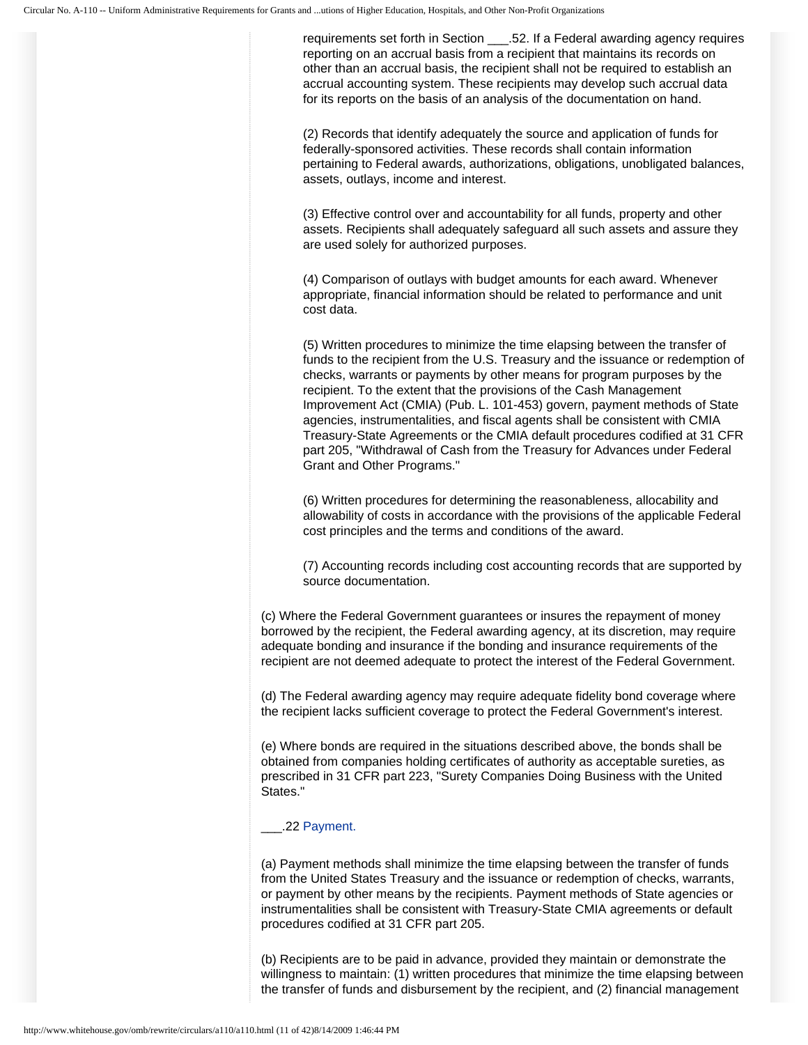requirements set forth in Section ___.52. If a Federal awarding agency requires reporting on an accrual basis from a recipient that maintains its records on other than an accrual basis, the recipient shall not be required to establish an accrual accounting system. These recipients may develop such accrual data for its reports on the basis of an analysis of the documentation on hand.

(2) Records that identify adequately the source and application of funds for federally-sponsored activities. These records shall contain information pertaining to Federal awards, authorizations, obligations, unobligated balances, assets, outlays, income and interest.

(3) Effective control over and accountability for all funds, property and other assets. Recipients shall adequately safeguard all such assets and assure they are used solely for authorized purposes.

(4) Comparison of outlays with budget amounts for each award. Whenever appropriate, financial information should be related to performance and unit cost data.

(5) Written procedures to minimize the time elapsing between the transfer of funds to the recipient from the U.S. Treasury and the issuance or redemption of checks, warrants or payments by other means for program purposes by the recipient. To the extent that the provisions of the Cash Management Improvement Act (CMIA) (Pub. L. 101-453) govern, payment methods of State agencies, instrumentalities, and fiscal agents shall be consistent with CMIA Treasury-State Agreements or the CMIA default procedures codified at 31 CFR part 205, "Withdrawal of Cash from the Treasury for Advances under Federal Grant and Other Programs."

(6) Written procedures for determining the reasonableness, allocability and allowability of costs in accordance with the provisions of the applicable Federal cost principles and the terms and conditions of the award.

(7) Accounting records including cost accounting records that are supported by source documentation.

(c) Where the Federal Government guarantees or insures the repayment of money borrowed by the recipient, the Federal awarding agency, at its discretion, may require adequate bonding and insurance if the bonding and insurance requirements of the recipient are not deemed adequate to protect the interest of the Federal Government.

(d) The Federal awarding agency may require adequate fidelity bond coverage where the recipient lacks sufficient coverage to protect the Federal Government's interest.

(e) Where bonds are required in the situations described above, the bonds shall be obtained from companies holding certificates of authority as acceptable sureties, as prescribed in 31 CFR part 223, "Surety Companies Doing Business with the United States."

___.22 Payment.

(a) Payment methods shall minimize the time elapsing between the transfer of funds from the United States Treasury and the issuance or redemption of checks, warrants, or payment by other means by the recipients. Payment methods of State agencies or instrumentalities shall be consistent with Treasury-State CMIA agreements or default procedures codified at 31 CFR part 205.

(b) Recipients are to be paid in advance, provided they maintain or demonstrate the willingness to maintain: (1) written procedures that minimize the time elapsing between the transfer of funds and disbursement by the recipient, and (2) financial management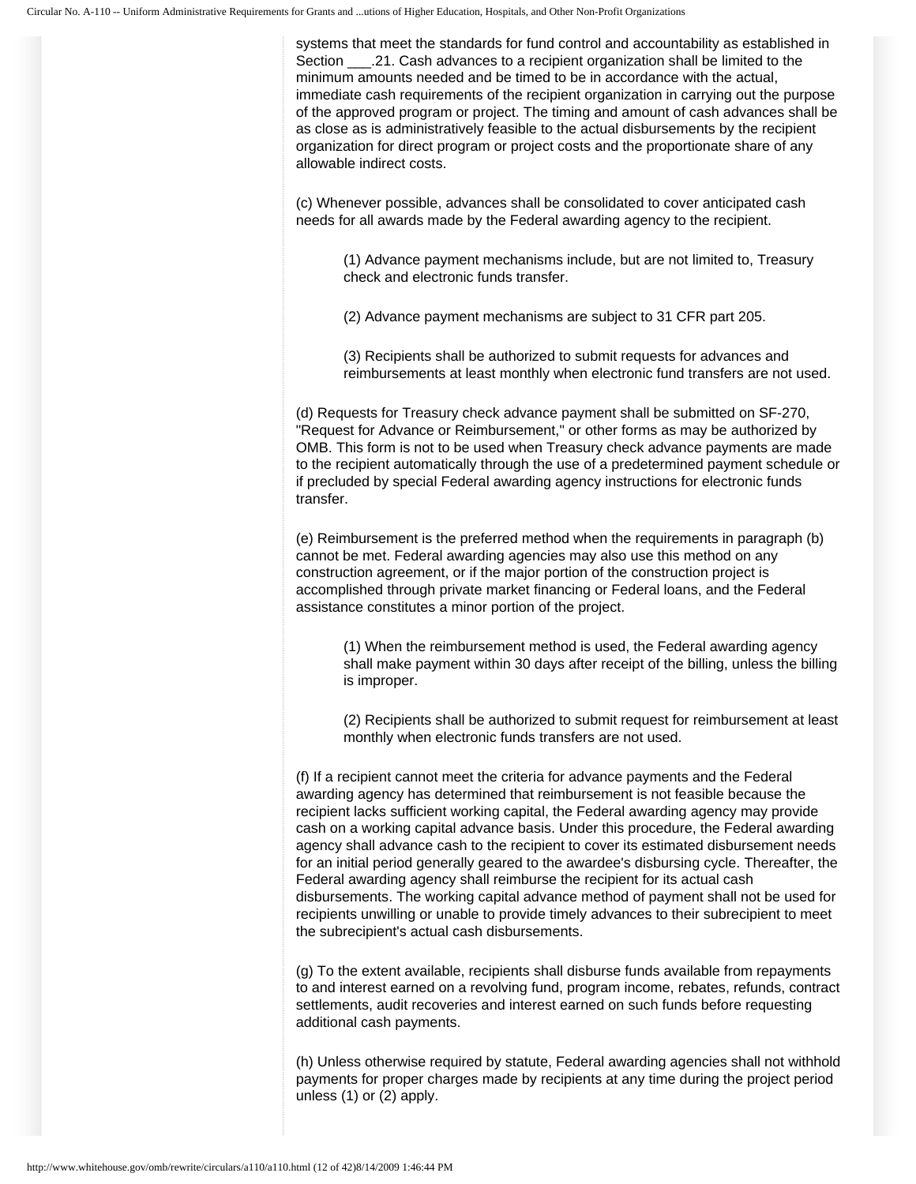systems that meet the standards for fund control and accountability as established in Section ___.21. Cash advances to a recipient organization shall be limited to the minimum amounts needed and be timed to be in accordance with the actual, immediate cash requirements of the recipient organization in carrying out the purpose of the approved program or project. The timing and amount of cash advances shall be as close as is administratively feasible to the actual disbursements by the recipient organization for direct program or project costs and the proportionate share of any allowable indirect costs.

(c) Whenever possible, advances shall be consolidated to cover anticipated cash needs for all awards made by the Federal awarding agency to the recipient.

> (1) Advance payment mechanisms include, but are not limited to, Treasury check and electronic funds transfer.
>
> (2) Advance payment mechanisms are subject to 31 CFR part 205.
>
> (3) Recipients shall be authorized to submit requests for advances and reimbursements at least monthly when electronic fund transfers are not used.

(d) Requests for Treasury check advance payment shall be submitted on SF-270, "Request for Advance or Reimbursement," or other forms as may be authorized by OMB. This form is not to be used when Treasury check advance payments are made to the recipient automatically through the use of a predetermined payment schedule or if precluded by special Federal awarding agency instructions for electronic funds transfer.

(e) Reimbursement is the preferred method when the requirements in paragraph (b) cannot be met. Federal awarding agencies may also use this method on any construction agreement, or if the major portion of the construction project is accomplished through private market financing or Federal loans, and the Federal assistance constitutes a minor portion of the project.

> (1) When the reimbursement method is used, the Federal awarding agency shall make payment within 30 days after receipt of the billing, unless the billing is improper.
>
> (2) Recipients shall be authorized to submit request for reimbursement at least monthly when electronic funds transfers are not used.

(f) If a recipient cannot meet the criteria for advance payments and the Federal awarding agency has determined that reimbursement is not feasible because the recipient lacks sufficient working capital, the Federal awarding agency may provide cash on a working capital advance basis. Under this procedure, the Federal awarding agency shall advance cash to the recipient to cover its estimated disbursement needs for an initial period generally geared to the awardee's disbursing cycle. Thereafter, the Federal awarding agency shall reimburse the recipient for its actual cash disbursements. The working capital advance method of payment shall not be used for recipients unwilling or unable to provide timely advances to their subrecipient to meet the subrecipient's actual cash disbursements.

(g) To the extent available, recipients shall disburse funds available from repayments to and interest earned on a revolving fund, program income, rebates, refunds, contract settlements, audit recoveries and interest earned on such funds before requesting additional cash payments.

(h) Unless otherwise required by statute, Federal awarding agencies shall not withhold payments for proper charges made by recipients at any time during the project period unless (1) or (2) apply.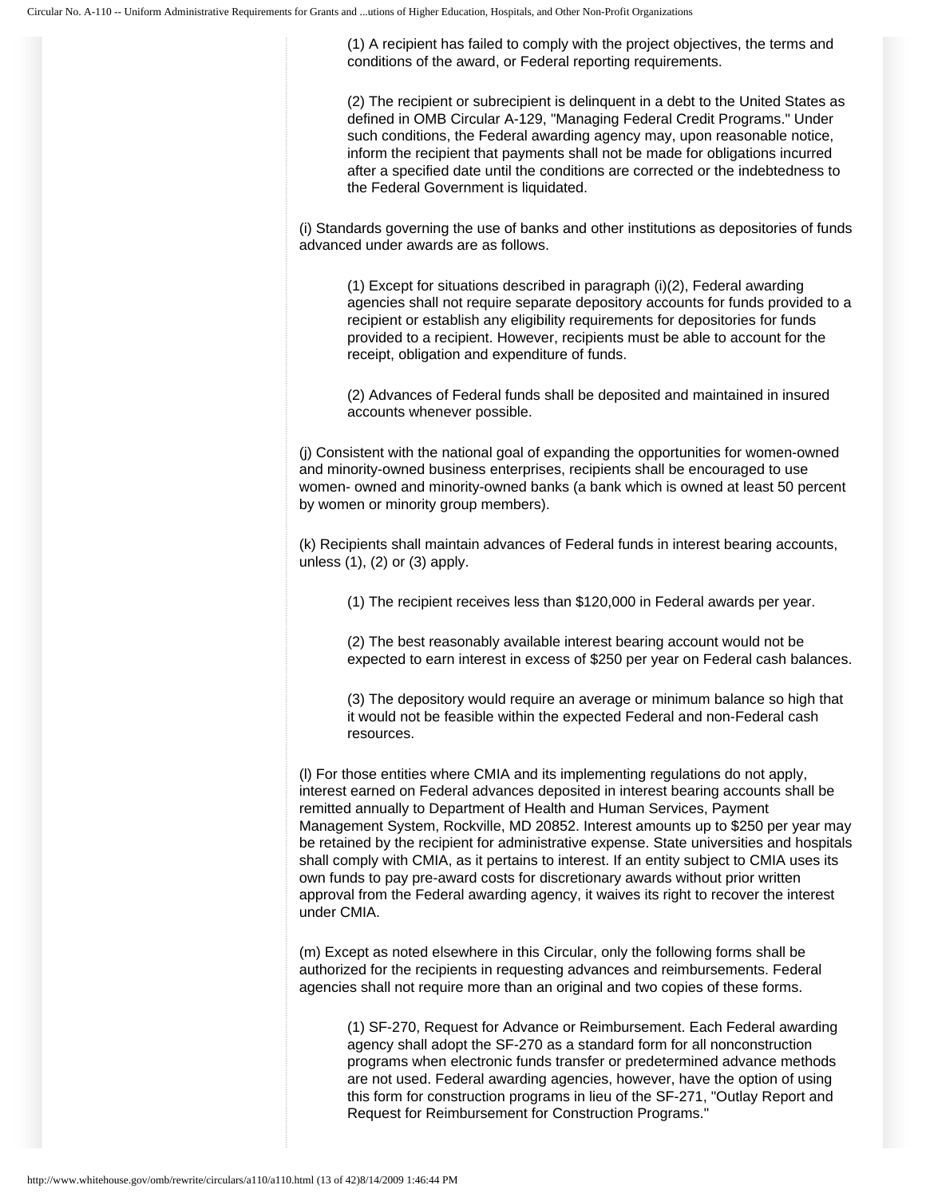(1) A recipient has failed to comply with the project objectives, the terms and conditions of the award, or Federal reporting requirements.

(2) The recipient or subrecipient is delinquent in a debt to the United States as defined in OMB Circular A-129, "Managing Federal Credit Programs." Under such conditions, the Federal awarding agency may, upon reasonable notice, inform the recipient that payments shall not be made for obligations incurred after a specified date until the conditions are corrected or the indebtedness to the Federal Government is liquidated.

(i) Standards governing the use of banks and other institutions as depositories of funds advanced under awards are as follows.

(1) Except for situations described in paragraph (i)(2), Federal awarding agencies shall not require separate depository accounts for funds provided to a recipient or establish any eligibility requirements for depositories for funds provided to a recipient. However, recipients must be able to account for the receipt, obligation and expenditure of funds.

(2) Advances of Federal funds shall be deposited and maintained in insured accounts whenever possible.

(j) Consistent with the national goal of expanding the opportunities for women-owned and minority-owned business enterprises, recipients shall be encouraged to use women- owned and minority-owned banks (a bank which is owned at least 50 percent by women or minority group members).

(k) Recipients shall maintain advances of Federal funds in interest bearing accounts, unless (1), (2) or (3) apply.

(1) The recipient receives less than $120,000 in Federal awards per year.

(2) The best reasonably available interest bearing account would not be expected to earn interest in excess of $250 per year on Federal cash balances.

(3) The depository would require an average or minimum balance so high that it would not be feasible within the expected Federal and non-Federal cash resources.

(l) For those entities where CMIA and its implementing regulations do not apply, interest earned on Federal advances deposited in interest bearing accounts shall be remitted annually to Department of Health and Human Services, Payment Management System, Rockville, MD 20852. Interest amounts up to $250 per year may be retained by the recipient for administrative expense. State universities and hospitals shall comply with CMIA, as it pertains to interest. If an entity subject to CMIA uses its own funds to pay pre-award costs for discretionary awards without prior written approval from the Federal awarding agency, it waives its right to recover the interest under CMIA.

(m) Except as noted elsewhere in this Circular, only the following forms shall be authorized for the recipients in requesting advances and reimbursements. Federal agencies shall not require more than an original and two copies of these forms.

(1) SF-270, Request for Advance or Reimbursement. Each Federal awarding agency shall adopt the SF-270 as a standard form for all nonconstruction programs when electronic funds transfer or predetermined advance methods are not used. Federal awarding agencies, however, have the option of using this form for construction programs in lieu of the SF-271, "Outlay Report and Request for Reimbursement for Construction Programs."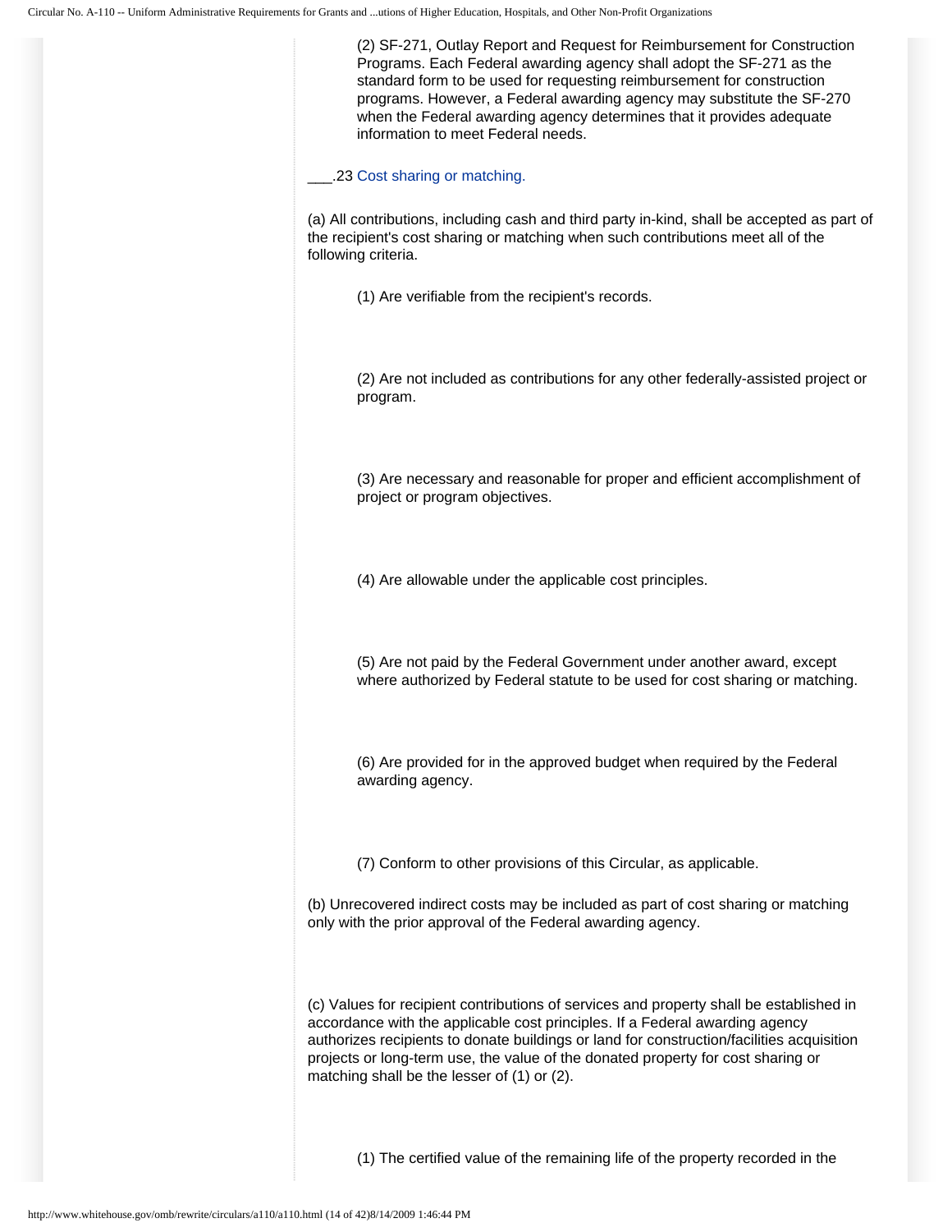(2) SF-271, Outlay Report and Request for Reimbursement for Construction Programs. Each Federal awarding agency shall adopt the SF-271 as the standard form to be used for requesting reimbursement for construction programs. However, a Federal awarding agency may substitute the SF-270 when the Federal awarding agency determines that it provides adequate information to meet Federal needs.

### ___.23 Cost sharing or matching.

(a) All contributions, including cash and third party in-kind, shall be accepted as part of the recipient's cost sharing or matching when such contributions meet all of the following criteria.

(1) Are verifiable from the recipient's records.

(2) Are not included as contributions for any other federally-assisted project or program.

(3) Are necessary and reasonable for proper and efficient accomplishment of project or program objectives.

(4) Are allowable under the applicable cost principles.

(5) Are not paid by the Federal Government under another award, except where authorized by Federal statute to be used for cost sharing or matching.

(6) Are provided for in the approved budget when required by the Federal awarding agency.

(7) Conform to other provisions of this Circular, as applicable.

(b) Unrecovered indirect costs may be included as part of cost sharing or matching only with the prior approval of the Federal awarding agency.

(c) Values for recipient contributions of services and property shall be established in accordance with the applicable cost principles. If a Federal awarding agency authorizes recipients to donate buildings or land for construction/facilities acquisition projects or long-term use, the value of the donated property for cost sharing or matching shall be the lesser of (1) or (2).

(1) The certified value of the remaining life of the property recorded in the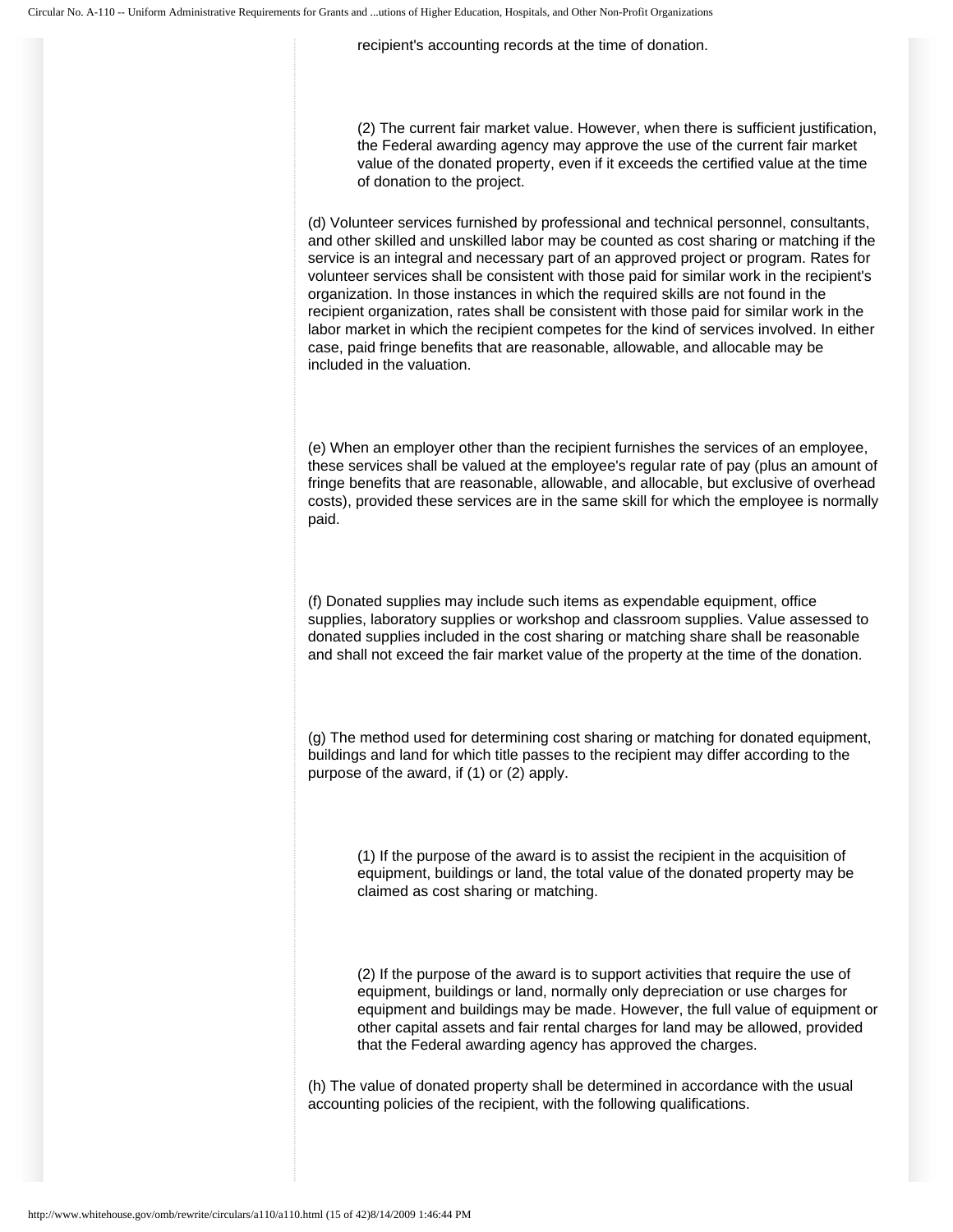recipient's accounting records at the time of donation.

(2) The current fair market value. However, when there is sufficient justification, the Federal awarding agency may approve the use of the current fair market value of the donated property, even if it exceeds the certified value at the time of donation to the project.

(d) Volunteer services furnished by professional and technical personnel, consultants, and other skilled and unskilled labor may be counted as cost sharing or matching if the service is an integral and necessary part of an approved project or program. Rates for volunteer services shall be consistent with those paid for similar work in the recipient's organization. In those instances in which the required skills are not found in the recipient organization, rates shall be consistent with those paid for similar work in the labor market in which the recipient competes for the kind of services involved. In either case, paid fringe benefits that are reasonable, allowable, and allocable may be included in the valuation.

(e) When an employer other than the recipient furnishes the services of an employee, these services shall be valued at the employee's regular rate of pay (plus an amount of fringe benefits that are reasonable, allowable, and allocable, but exclusive of overhead costs), provided these services are in the same skill for which the employee is normally paid.

(f) Donated supplies may include such items as expendable equipment, office supplies, laboratory supplies or workshop and classroom supplies. Value assessed to donated supplies included in the cost sharing or matching share shall be reasonable and shall not exceed the fair market value of the property at the time of the donation.

(g) The method used for determining cost sharing or matching for donated equipment, buildings and land for which title passes to the recipient may differ according to the purpose of the award, if (1) or (2) apply.

(1) If the purpose of the award is to assist the recipient in the acquisition of equipment, buildings or land, the total value of the donated property may be claimed as cost sharing or matching.

(2) If the purpose of the award is to support activities that require the use of equipment, buildings or land, normally only depreciation or use charges for equipment and buildings may be made. However, the full value of equipment or other capital assets and fair rental charges for land may be allowed, provided that the Federal awarding agency has approved the charges.

(h) The value of donated property shall be determined in accordance with the usual accounting policies of the recipient, with the following qualifications.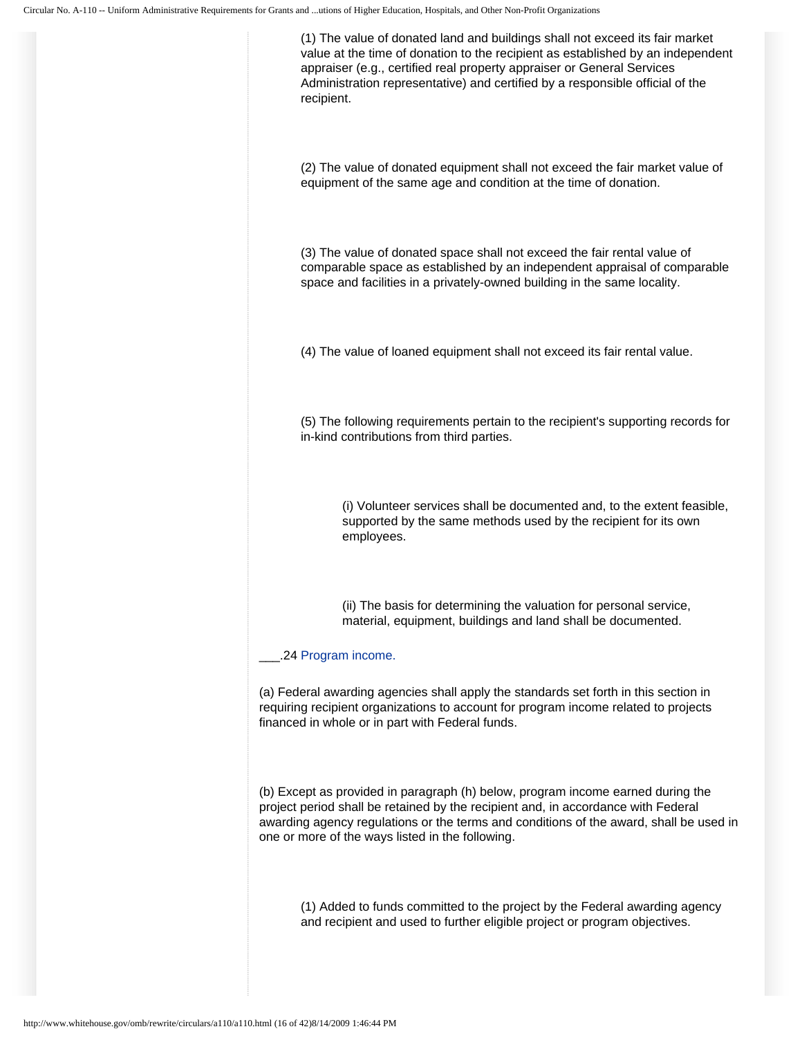(1) The value of donated land and buildings shall not exceed its fair market value at the time of donation to the recipient as established by an independent appraiser (e.g., certified real property appraiser or General Services Administration representative) and certified by a responsible official of the recipient.

(2) The value of donated equipment shall not exceed the fair market value of equipment of the same age and condition at the time of donation.

(3) The value of donated space shall not exceed the fair rental value of comparable space as established by an independent appraisal of comparable space and facilities in a privately-owned building in the same locality.

(4) The value of loaned equipment shall not exceed its fair rental value.

(5) The following requirements pertain to the recipient's supporting records for in-kind contributions from third parties.

(i) Volunteer services shall be documented and, to the extent feasible, supported by the same methods used by the recipient for its own employees.

(ii) The basis for determining the valuation for personal service, material, equipment, buildings and land shall be documented.

___.24 Program income.

(a) Federal awarding agencies shall apply the standards set forth in this section in requiring recipient organizations to account for program income related to projects financed in whole or in part with Federal funds.

(b) Except as provided in paragraph (h) below, program income earned during the project period shall be retained by the recipient and, in accordance with Federal awarding agency regulations or the terms and conditions of the award, shall be used in one or more of the ways listed in the following.

(1) Added to funds committed to the project by the Federal awarding agency and recipient and used to further eligible project or program objectives.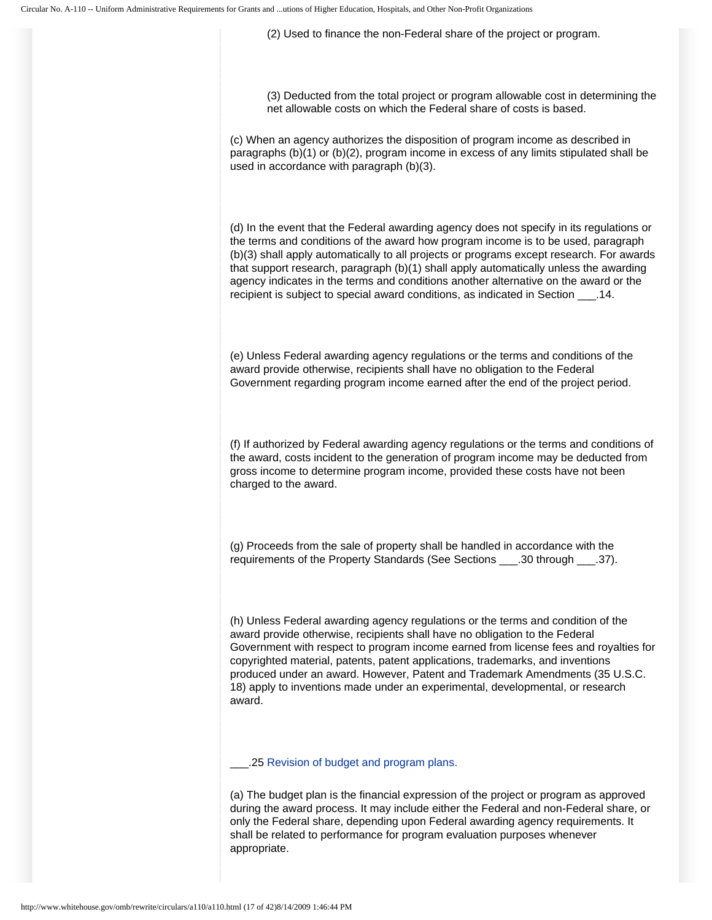(2) Used to finance the non-Federal share of the project or program.

(3) Deducted from the total project or program allowable cost in determining the net allowable costs on which the Federal share of costs is based.

(c) When an agency authorizes the disposition of program income as described in paragraphs (b)(1) or (b)(2), program income in excess of any limits stipulated shall be used in accordance with paragraph (b)(3).

(d) In the event that the Federal awarding agency does not specify in its regulations or the terms and conditions of the award how program income is to be used, paragraph (b)(3) shall apply automatically to all projects or programs except research. For awards that support research, paragraph (b)(1) shall apply automatically unless the awarding agency indicates in the terms and conditions another alternative on the award or the recipient is subject to special award conditions, as indicated in Section ___.14.

(e) Unless Federal awarding agency regulations or the terms and conditions of the award provide otherwise, recipients shall have no obligation to the Federal Government regarding program income earned after the end of the project period.

(f) If authorized by Federal awarding agency regulations or the terms and conditions of the award, costs incident to the generation of program income may be deducted from gross income to determine program income, provided these costs have not been charged to the award.

(g) Proceeds from the sale of property shall be handled in accordance with the requirements of the Property Standards (See Sections ___.30 through ___.37).

(h) Unless Federal awarding agency regulations or the terms and condition of the award provide otherwise, recipients shall have no obligation to the Federal Government with respect to program income earned from license fees and royalties for copyrighted material, patents, patent applications, trademarks, and inventions produced under an award. However, Patent and Trademark Amendments (35 U.S.C. 18) apply to inventions made under an experimental, developmental, or research award.

___.25 Revision of budget and program plans.

(a) The budget plan is the financial expression of the project or program as approved during the award process. It may include either the Federal and non-Federal share, or only the Federal share, depending upon Federal awarding agency requirements. It shall be related to performance for program evaluation purposes whenever appropriate.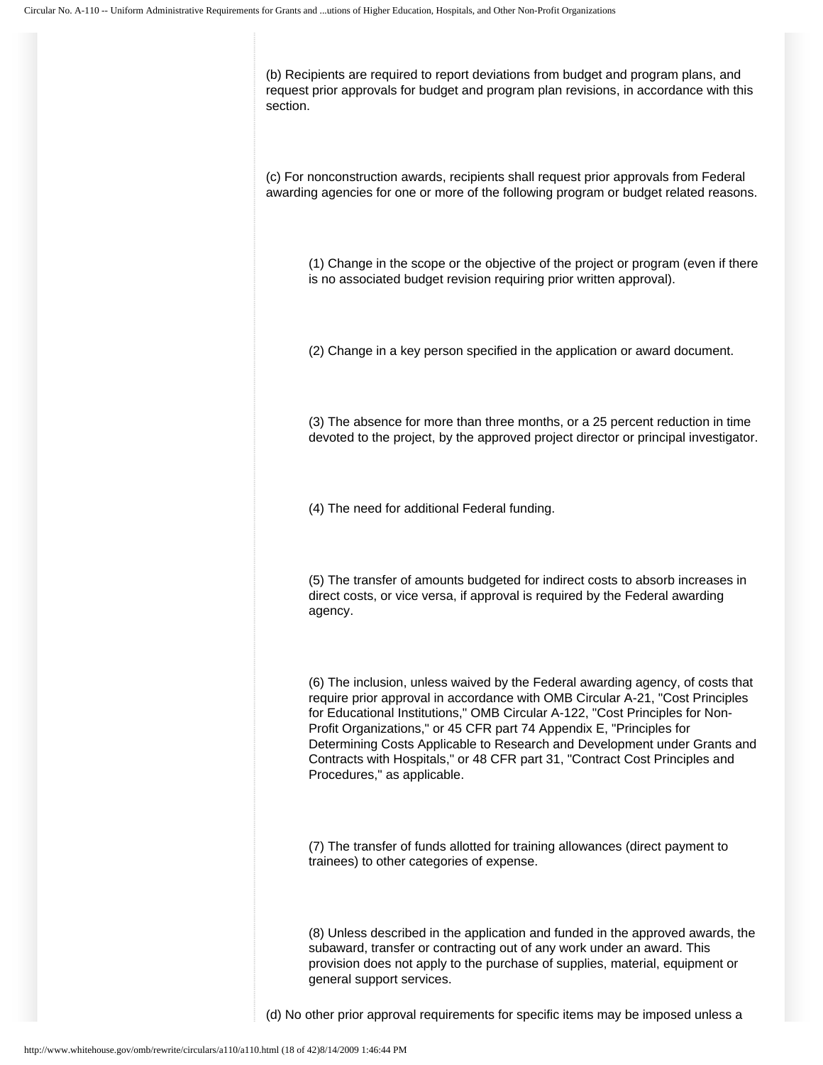(b) Recipients are required to report deviations from budget and program plans, and request prior approvals for budget and program plan revisions, in accordance with this section.

(c) For nonconstruction awards, recipients shall request prior approvals from Federal awarding agencies for one or more of the following program or budget related reasons.

(1) Change in the scope or the objective of the project or program (even if there is no associated budget revision requiring prior written approval).

(2) Change in a key person specified in the application or award document.

(3) The absence for more than three months, or a 25 percent reduction in time devoted to the project, by the approved project director or principal investigator.

(4) The need for additional Federal funding.

(5) The transfer of amounts budgeted for indirect costs to absorb increases in direct costs, or vice versa, if approval is required by the Federal awarding agency.

(6) The inclusion, unless waived by the Federal awarding agency, of costs that require prior approval in accordance with OMB Circular A-21, "Cost Principles for Educational Institutions," OMB Circular A-122, "Cost Principles for Non-Profit Organizations," or 45 CFR part 74 Appendix E, "Principles for Determining Costs Applicable to Research and Development under Grants and Contracts with Hospitals," or 48 CFR part 31, "Contract Cost Principles and Procedures," as applicable.

(7) The transfer of funds allotted for training allowances (direct payment to trainees) to other categories of expense.

(8) Unless described in the application and funded in the approved awards, the subaward, transfer or contracting out of any work under an award. This provision does not apply to the purchase of supplies, material, equipment or general support services.

(d) No other prior approval requirements for specific items may be imposed unless a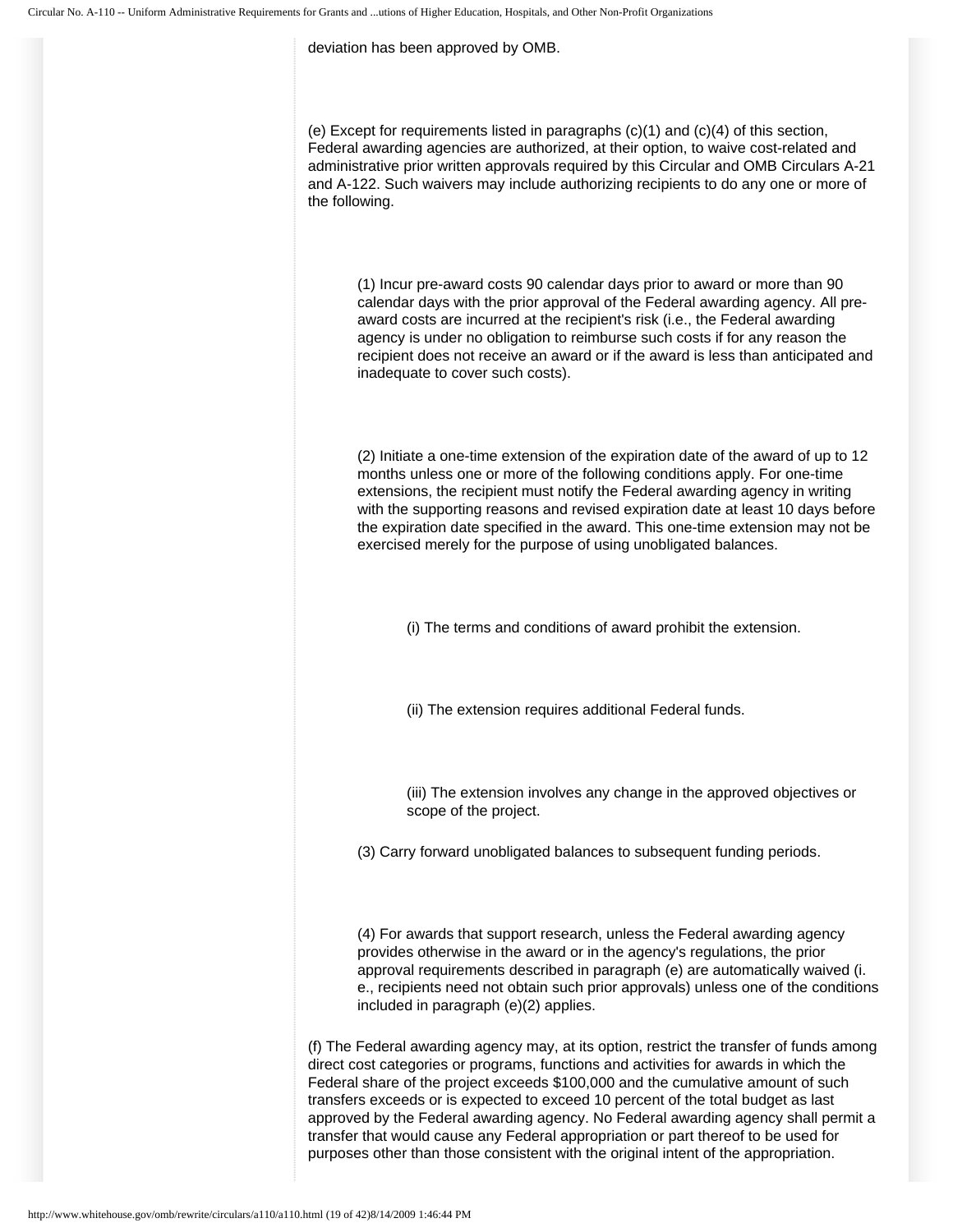deviation has been approved by OMB.

(e) Except for requirements listed in paragraphs (c)(1) and (c)(4) of this section, Federal awarding agencies are authorized, at their option, to waive cost-related and administrative prior written approvals required by this Circular and OMB Circulars A-21 and A-122. Such waivers may include authorizing recipients to do any one or more of the following.

(1) Incur pre-award costs 90 calendar days prior to award or more than 90 calendar days with the prior approval of the Federal awarding agency. All pre-award costs are incurred at the recipient's risk (i.e., the Federal awarding agency is under no obligation to reimburse such costs if for any reason the recipient does not receive an award or if the award is less than anticipated and inadequate to cover such costs).

(2) Initiate a one-time extension of the expiration date of the award of up to 12 months unless one or more of the following conditions apply. For one-time extensions, the recipient must notify the Federal awarding agency in writing with the supporting reasons and revised expiration date at least 10 days before the expiration date specified in the award. This one-time extension may not be exercised merely for the purpose of using unobligated balances.

(i) The terms and conditions of award prohibit the extension.

(ii) The extension requires additional Federal funds.

(iii) The extension involves any change in the approved objectives or scope of the project.

(3) Carry forward unobligated balances to subsequent funding periods.

(4) For awards that support research, unless the Federal awarding agency provides otherwise in the award or in the agency's regulations, the prior approval requirements described in paragraph (e) are automatically waived (i.e., recipients need not obtain such prior approvals) unless one of the conditions included in paragraph (e)(2) applies.

(f) The Federal awarding agency may, at its option, restrict the transfer of funds among direct cost categories or programs, functions and activities for awards in which the Federal share of the project exceeds $100,000 and the cumulative amount of such transfers exceeds or is expected to exceed 10 percent of the total budget as last approved by the Federal awarding agency. No Federal awarding agency shall permit a transfer that would cause any Federal appropriation or part thereof to be used for purposes other than those consistent with the original intent of the appropriation.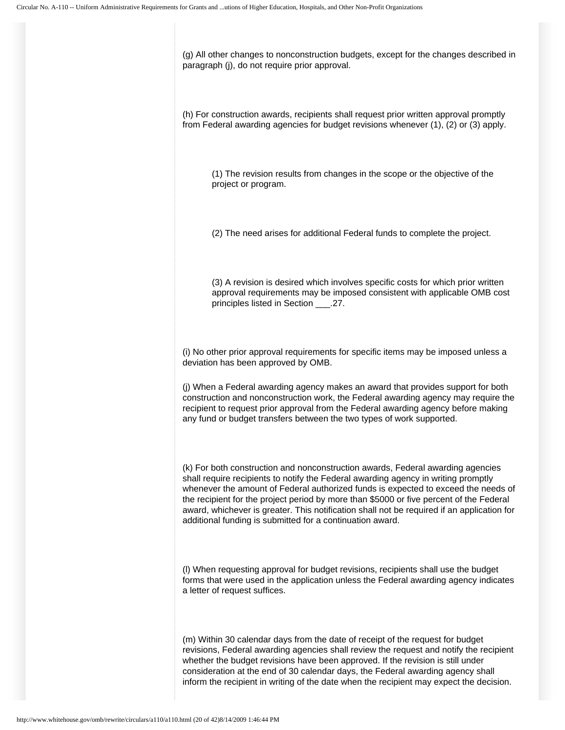(g) All other changes to nonconstruction budgets, except for the changes described in paragraph (j), do not require prior approval.

(h) For construction awards, recipients shall request prior written approval promptly from Federal awarding agencies for budget revisions whenever (1), (2) or (3) apply.

> (1) The revision results from changes in the scope or the objective of the project or program.
>
> (2) The need arises for additional Federal funds to complete the project.
>
> (3) A revision is desired which involves specific costs for which prior written approval requirements may be imposed consistent with applicable OMB cost principles listed in Section ___.27.

(i) No other prior approval requirements for specific items may be imposed unless a deviation has been approved by OMB.

(j) When a Federal awarding agency makes an award that provides support for both construction and nonconstruction work, the Federal awarding agency may require the recipient to request prior approval from the Federal awarding agency before making any fund or budget transfers between the two types of work supported.

(k) For both construction and nonconstruction awards, Federal awarding agencies shall require recipients to notify the Federal awarding agency in writing promptly whenever the amount of Federal authorized funds is expected to exceed the needs of the recipient for the project period by more than $5000 or five percent of the Federal award, whichever is greater. This notification shall not be required if an application for additional funding is submitted for a continuation award.

(l) When requesting approval for budget revisions, recipients shall use the budget forms that were used in the application unless the Federal awarding agency indicates a letter of request suffices.

(m) Within 30 calendar days from the date of receipt of the request for budget revisions, Federal awarding agencies shall review the request and notify the recipient whether the budget revisions have been approved. If the revision is still under consideration at the end of 30 calendar days, the Federal awarding agency shall inform the recipient in writing of the date when the recipient may expect the decision.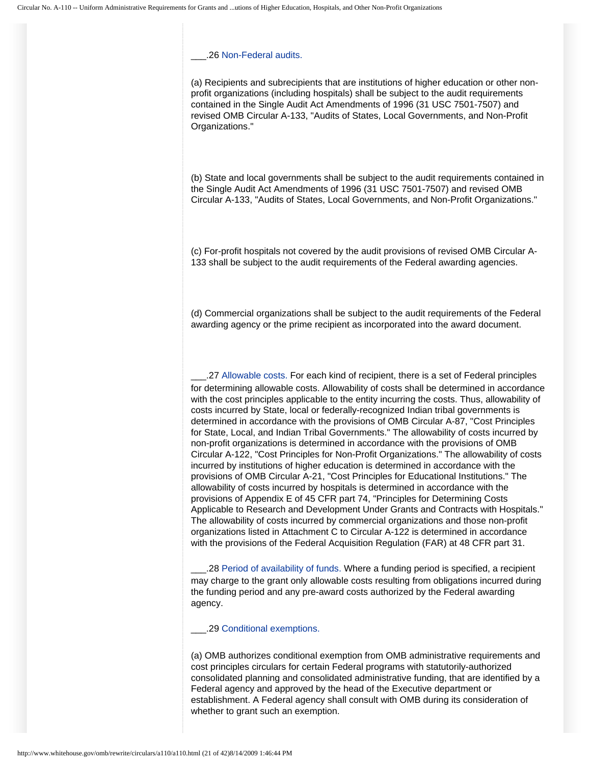___.26 Non-Federal audits.

(a) Recipients and subrecipients that are institutions of higher education or other non-profit organizations (including hospitals) shall be subject to the audit requirements contained in the Single Audit Act Amendments of 1996 (31 USC 7501-7507) and revised OMB Circular A-133, "Audits of States, Local Governments, and Non-Profit Organizations."

(b) State and local governments shall be subject to the audit requirements contained in the Single Audit Act Amendments of 1996 (31 USC 7501-7507) and revised OMB Circular A-133, "Audits of States, Local Governments, and Non-Profit Organizations."

(c) For-profit hospitals not covered by the audit provisions of revised OMB Circular A-133 shall be subject to the audit requirements of the Federal awarding agencies.

(d) Commercial organizations shall be subject to the audit requirements of the Federal awarding agency or the prime recipient as incorporated into the award document.

___.27 Allowable costs. For each kind of recipient, there is a set of Federal principles for determining allowable costs. Allowability of costs shall be determined in accordance with the cost principles applicable to the entity incurring the costs. Thus, allowability of costs incurred by State, local or federally-recognized Indian tribal governments is determined in accordance with the provisions of OMB Circular A-87, "Cost Principles for State, Local, and Indian Tribal Governments." The allowability of costs incurred by non-profit organizations is determined in accordance with the provisions of OMB Circular A-122, "Cost Principles for Non-Profit Organizations." The allowability of costs incurred by institutions of higher education is determined in accordance with the provisions of OMB Circular A-21, "Cost Principles for Educational Institutions." The allowability of costs incurred by hospitals is determined in accordance with the provisions of Appendix E of 45 CFR part 74, "Principles for Determining Costs Applicable to Research and Development Under Grants and Contracts with Hospitals." The allowability of costs incurred by commercial organizations and those non-profit organizations listed in Attachment C to Circular A-122 is determined in accordance with the provisions of the Federal Acquisition Regulation (FAR) at 48 CFR part 31.

___.28 Period of availability of funds. Where a funding period is specified, a recipient may charge to the grant only allowable costs resulting from obligations incurred during the funding period and any pre-award costs authorized by the Federal awarding agency.

___.29 Conditional exemptions.

(a) OMB authorizes conditional exemption from OMB administrative requirements and cost principles circulars for certain Federal programs with statutorily-authorized consolidated planning and consolidated administrative funding, that are identified by a Federal agency and approved by the head of the Executive department or establishment. A Federal agency shall consult with OMB during its consideration of whether to grant such an exemption.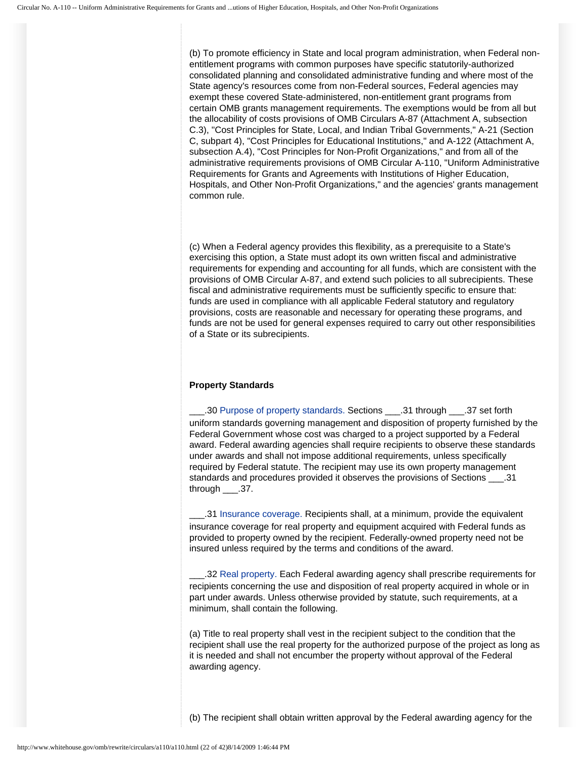(b) To promote efficiency in State and local program administration, when Federal non-entitlement programs with common purposes have specific statutorily-authorized consolidated planning and consolidated administrative funding and where most of the State agency's resources come from non-Federal sources, Federal agencies may exempt these covered State-administered, non-entitlement grant programs from certain OMB grants management requirements. The exemptions would be from all but the allocability of costs provisions of OMB Circulars A-87 (Attachment A, subsection C.3), "Cost Principles for State, Local, and Indian Tribal Governments," A-21 (Section C, subpart 4), "Cost Principles for Educational Institutions," and A-122 (Attachment A, subsection A.4), "Cost Principles for Non-Profit Organizations," and from all of the administrative requirements provisions of OMB Circular A-110, "Uniform Administrative Requirements for Grants and Agreements with Institutions of Higher Education, Hospitals, and Other Non-Profit Organizations," and the agencies' grants management common rule.

(c) When a Federal agency provides this flexibility, as a prerequisite to a State's exercising this option, a State must adopt its own written fiscal and administrative requirements for expending and accounting for all funds, which are consistent with the provisions of OMB Circular A-87, and extend such policies to all subrecipients. These fiscal and administrative requirements must be sufficiently specific to ensure that: funds are used in compliance with all applicable Federal statutory and regulatory provisions, costs are reasonable and necessary for operating these programs, and funds are not be used for general expenses required to carry out other responsibilities of a State or its subrecipients.

**Property Standards**

___.30 Purpose of property standards. Sections ___.31 through ___.37 set forth uniform standards governing management and disposition of property furnished by the Federal Government whose cost was charged to a project supported by a Federal award. Federal awarding agencies shall require recipients to observe these standards under awards and shall not impose additional requirements, unless specifically required by Federal statute. The recipient may use its own property management standards and procedures provided it observes the provisions of Sections ___.31 through ___.37.

___.31 Insurance coverage. Recipients shall, at a minimum, provide the equivalent insurance coverage for real property and equipment acquired with Federal funds as provided to property owned by the recipient. Federally-owned property need not be insured unless required by the terms and conditions of the award.

___.32 Real property. Each Federal awarding agency shall prescribe requirements for recipients concerning the use and disposition of real property acquired in whole or in part under awards. Unless otherwise provided by statute, such requirements, at a minimum, shall contain the following.

(a) Title to real property shall vest in the recipient subject to the condition that the recipient shall use the real property for the authorized purpose of the project as long as it is needed and shall not encumber the property without approval of the Federal awarding agency.

(b) The recipient shall obtain written approval by the Federal awarding agency for the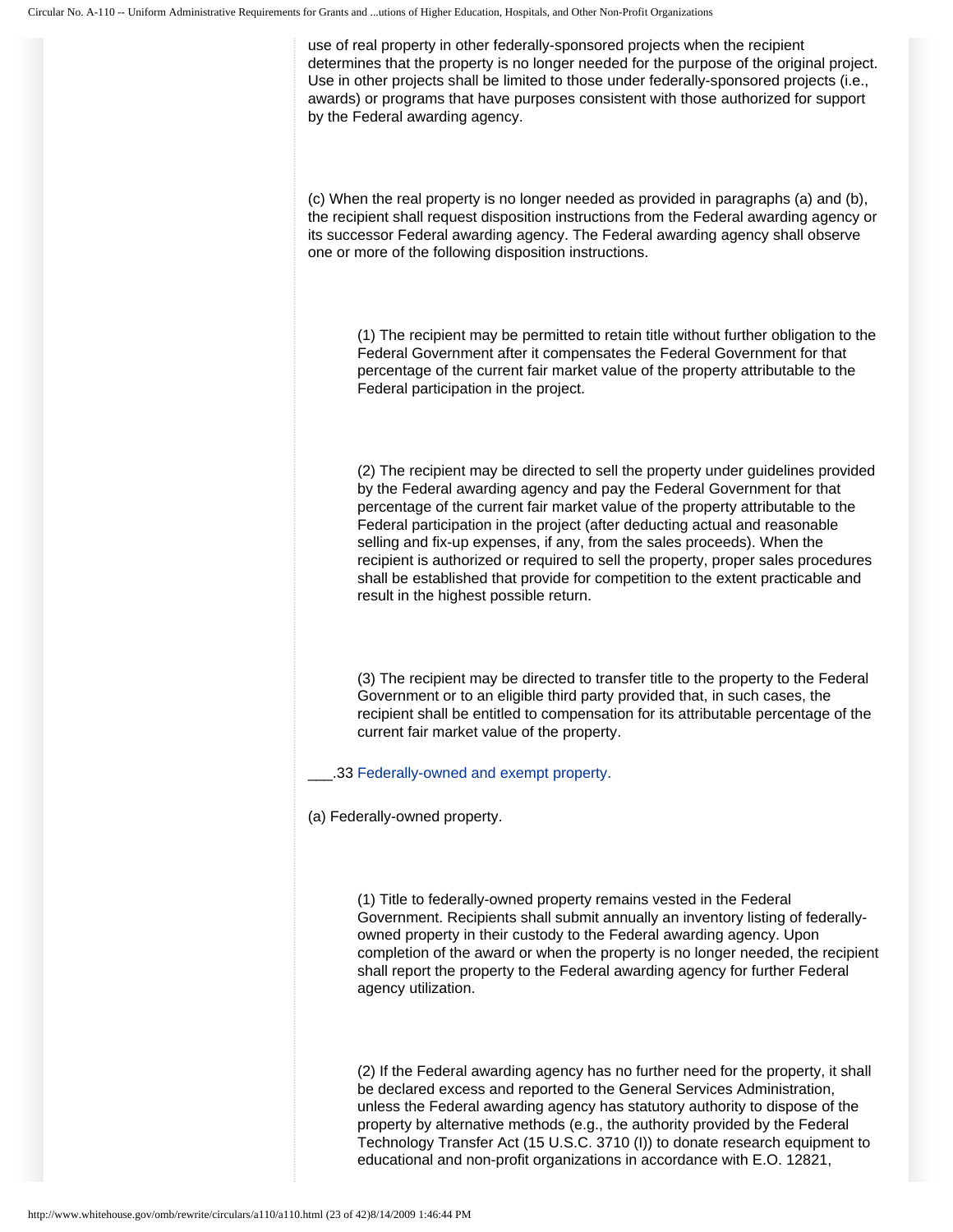use of real property in other federally-sponsored projects when the recipient determines that the property is no longer needed for the purpose of the original project. Use in other projects shall be limited to those under federally-sponsored projects (i.e., awards) or programs that have purposes consistent with those authorized for support by the Federal awarding agency.

(c) When the real property is no longer needed as provided in paragraphs (a) and (b), the recipient shall request disposition instructions from the Federal awarding agency or its successor Federal awarding agency. The Federal awarding agency shall observe one or more of the following disposition instructions.

> (1) The recipient may be permitted to retain title without further obligation to the Federal Government after it compensates the Federal Government for that percentage of the current fair market value of the property attributable to the Federal participation in the project.
>
> (2) The recipient may be directed to sell the property under guidelines provided by the Federal awarding agency and pay the Federal Government for that percentage of the current fair market value of the property attributable to the Federal participation in the project (after deducting actual and reasonable selling and fix-up expenses, if any, from the sales proceeds). When the recipient is authorized or required to sell the property, proper sales procedures shall be established that provide for competition to the extent practicable and result in the highest possible return.
>
> (3) The recipient may be directed to transfer title to the property to the Federal Government or to an eligible third party provided that, in such cases, the recipient shall be entitled to compensation for its attributable percentage of the current fair market value of the property.

___.33 Federally-owned and exempt property.

(a) Federally-owned property.

> (1) Title to federally-owned property remains vested in the Federal Government. Recipients shall submit annually an inventory listing of federally-owned property in their custody to the Federal awarding agency. Upon completion of the award or when the property is no longer needed, the recipient shall report the property to the Federal awarding agency for further Federal agency utilization.
>
> (2) If the Federal awarding agency has no further need for the property, it shall be declared excess and reported to the General Services Administration, unless the Federal awarding agency has statutory authority to dispose of the property by alternative methods (e.g., the authority provided by the Federal Technology Transfer Act (15 U.S.C. 3710 (I)) to donate research equipment to educational and non-profit organizations in accordance with E.O. 12821,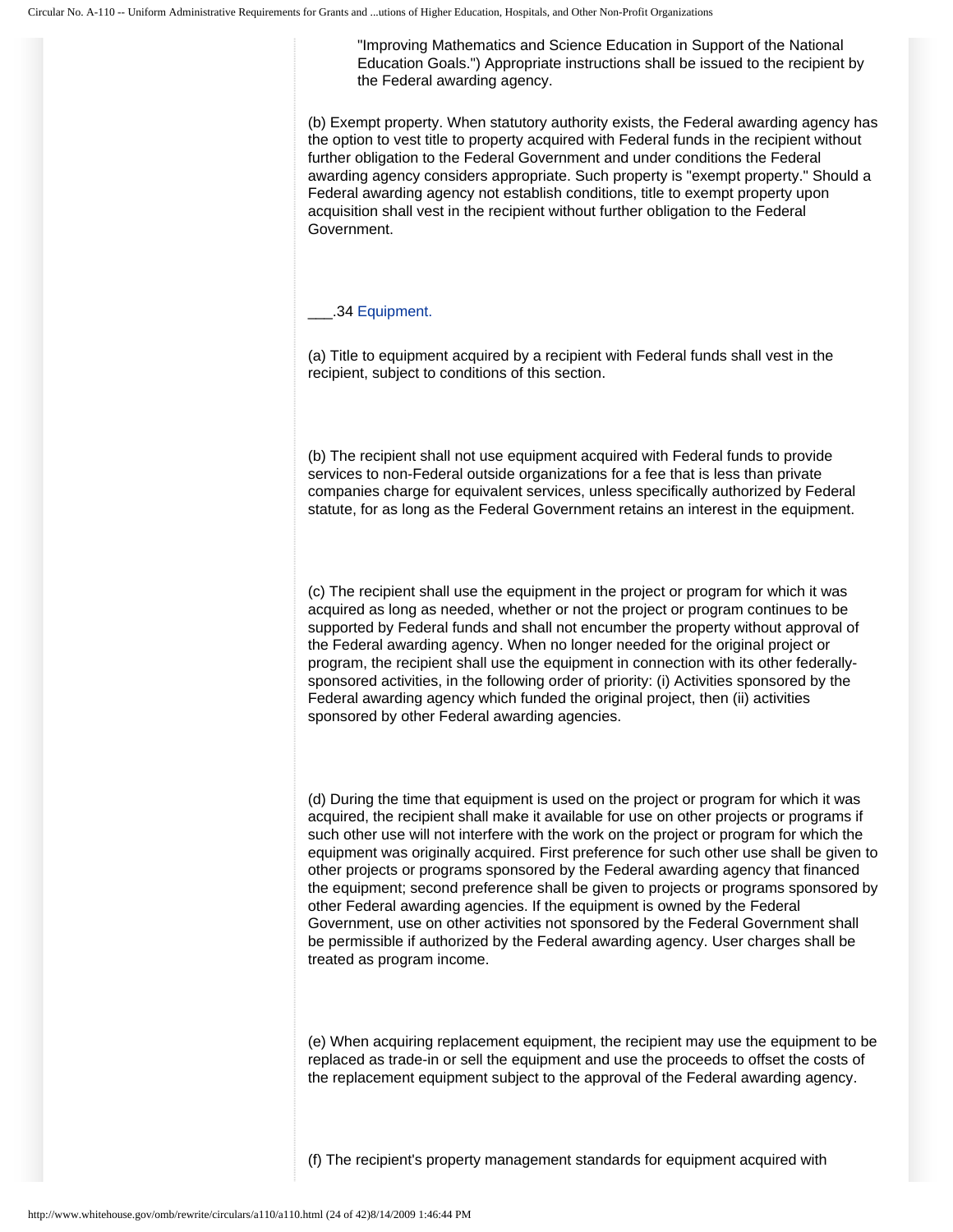"Improving Mathematics and Science Education in Support of the National Education Goals.") Appropriate instructions shall be issued to the recipient by the Federal awarding agency.

(b) Exempt property. When statutory authority exists, the Federal awarding agency has the option to vest title to property acquired with Federal funds in the recipient without further obligation to the Federal Government and under conditions the Federal awarding agency considers appropriate. Such property is "exempt property." Should a Federal awarding agency not establish conditions, title to exempt property upon acquisition shall vest in the recipient without further obligation to the Federal Government.

### ___.34 Equipment.

(a) Title to equipment acquired by a recipient with Federal funds shall vest in the recipient, subject to conditions of this section.

(b) The recipient shall not use equipment acquired with Federal funds to provide services to non-Federal outside organizations for a fee that is less than private companies charge for equivalent services, unless specifically authorized by Federal statute, for as long as the Federal Government retains an interest in the equipment.

(c) The recipient shall use the equipment in the project or program for which it was acquired as long as needed, whether or not the project or program continues to be supported by Federal funds and shall not encumber the property without approval of the Federal awarding agency. When no longer needed for the original project or program, the recipient shall use the equipment in connection with its other federally-sponsored activities, in the following order of priority: (i) Activities sponsored by the Federal awarding agency which funded the original project, then (ii) activities sponsored by other Federal awarding agencies.

(d) During the time that equipment is used on the project or program for which it was acquired, the recipient shall make it available for use on other projects or programs if such other use will not interfere with the work on the project or program for which the equipment was originally acquired. First preference for such other use shall be given to other projects or programs sponsored by the Federal awarding agency that financed the equipment; second preference shall be given to projects or programs sponsored by other Federal awarding agencies. If the equipment is owned by the Federal Government, use on other activities not sponsored by the Federal Government shall be permissible if authorized by the Federal awarding agency. User charges shall be treated as program income.

(e) When acquiring replacement equipment, the recipient may use the equipment to be replaced as trade-in or sell the equipment and use the proceeds to offset the costs of the replacement equipment subject to the approval of the Federal awarding agency.

(f) The recipient's property management standards for equipment acquired with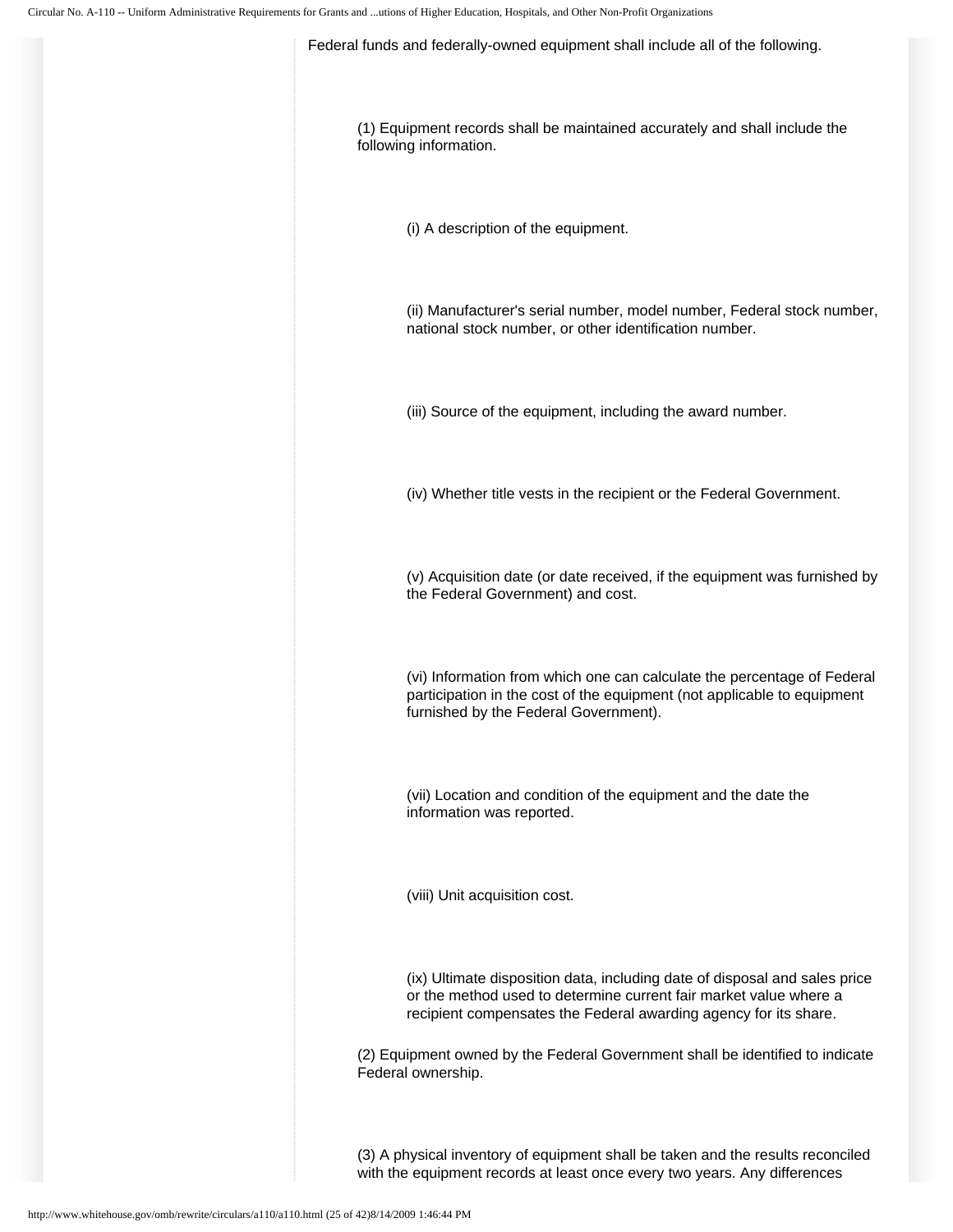Federal funds and federally-owned equipment shall include all of the following.

(1) Equipment records shall be maintained accurately and shall include the following information.

(i) A description of the equipment.

(ii) Manufacturer's serial number, model number, Federal stock number, national stock number, or other identification number.

(iii) Source of the equipment, including the award number.

(iv) Whether title vests in the recipient or the Federal Government.

(v) Acquisition date (or date received, if the equipment was furnished by the Federal Government) and cost.

(vi) Information from which one can calculate the percentage of Federal participation in the cost of the equipment (not applicable to equipment furnished by the Federal Government).

(vii) Location and condition of the equipment and the date the information was reported.

(viii) Unit acquisition cost.

(ix) Ultimate disposition data, including date of disposal and sales price or the method used to determine current fair market value where a recipient compensates the Federal awarding agency for its share.

(2) Equipment owned by the Federal Government shall be identified to indicate Federal ownership.

(3) A physical inventory of equipment shall be taken and the results reconciled with the equipment records at least once every two years. Any differences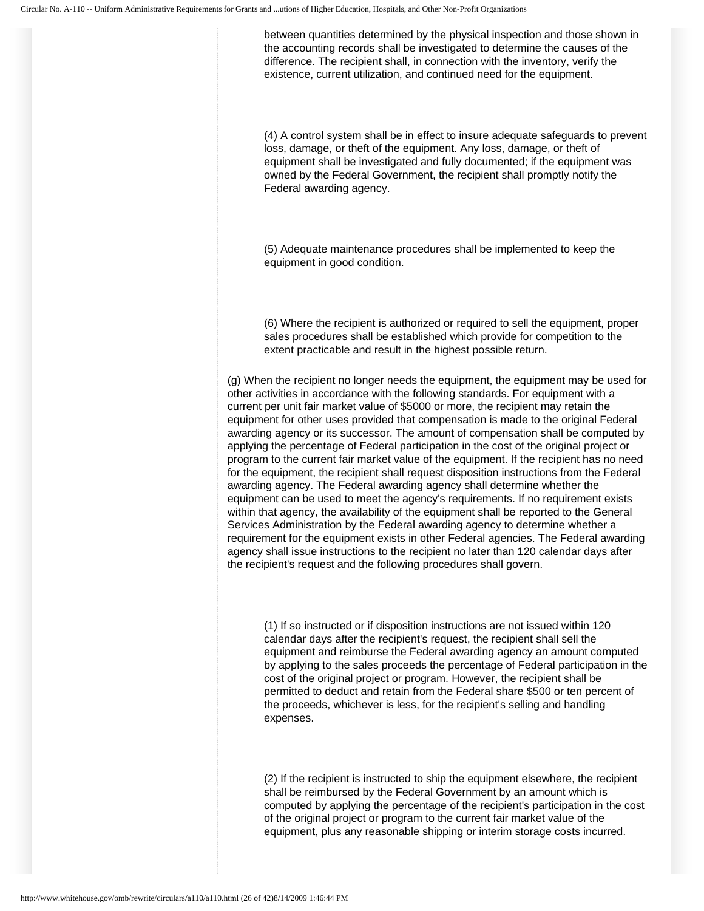between quantities determined by the physical inspection and those shown in the accounting records shall be investigated to determine the causes of the difference. The recipient shall, in connection with the inventory, verify the existence, current utilization, and continued need for the equipment.

(4) A control system shall be in effect to insure adequate safeguards to prevent loss, damage, or theft of the equipment. Any loss, damage, or theft of equipment shall be investigated and fully documented; if the equipment was owned by the Federal Government, the recipient shall promptly notify the Federal awarding agency.

(5) Adequate maintenance procedures shall be implemented to keep the equipment in good condition.

(6) Where the recipient is authorized or required to sell the equipment, proper sales procedures shall be established which provide for competition to the extent practicable and result in the highest possible return.

(g) When the recipient no longer needs the equipment, the equipment may be used for other activities in accordance with the following standards. For equipment with a current per unit fair market value of $5000 or more, the recipient may retain the equipment for other uses provided that compensation is made to the original Federal awarding agency or its successor. The amount of compensation shall be computed by applying the percentage of Federal participation in the cost of the original project or program to the current fair market value of the equipment. If the recipient has no need for the equipment, the recipient shall request disposition instructions from the Federal awarding agency. The Federal awarding agency shall determine whether the equipment can be used to meet the agency's requirements. If no requirement exists within that agency, the availability of the equipment shall be reported to the General Services Administration by the Federal awarding agency to determine whether a requirement for the equipment exists in other Federal agencies. The Federal awarding agency shall issue instructions to the recipient no later than 120 calendar days after the recipient's request and the following procedures shall govern.

(1) If so instructed or if disposition instructions are not issued within 120 calendar days after the recipient's request, the recipient shall sell the equipment and reimburse the Federal awarding agency an amount computed by applying to the sales proceeds the percentage of Federal participation in the cost of the original project or program. However, the recipient shall be permitted to deduct and retain from the Federal share $500 or ten percent of the proceeds, whichever is less, for the recipient's selling and handling expenses.

(2) If the recipient is instructed to ship the equipment elsewhere, the recipient shall be reimbursed by the Federal Government by an amount which is computed by applying the percentage of the recipient's participation in the cost of the original project or program to the current fair market value of the equipment, plus any reasonable shipping or interim storage costs incurred.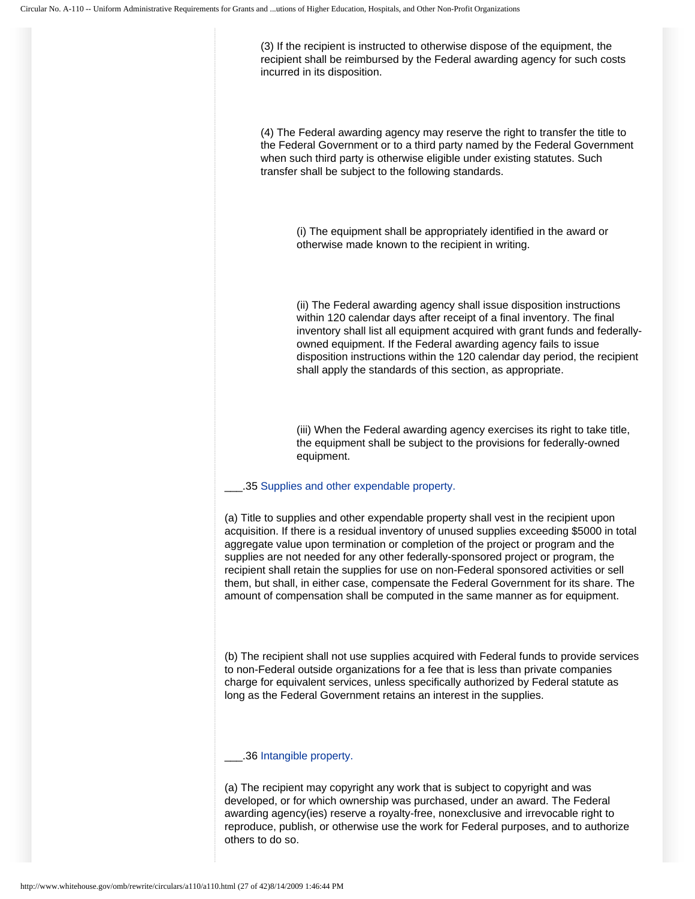(3) If the recipient is instructed to otherwise dispose of the equipment, the recipient shall be reimbursed by the Federal awarding agency for such costs incurred in its disposition.

(4) The Federal awarding agency may reserve the right to transfer the title to the Federal Government or to a third party named by the Federal Government when such third party is otherwise eligible under existing statutes. Such transfer shall be subject to the following standards.

(i) The equipment shall be appropriately identified in the award or otherwise made known to the recipient in writing.

(ii) The Federal awarding agency shall issue disposition instructions within 120 calendar days after receipt of a final inventory. The final inventory shall list all equipment acquired with grant funds and federally-owned equipment. If the Federal awarding agency fails to issue disposition instructions within the 120 calendar day period, the recipient shall apply the standards of this section, as appropriate.

(iii) When the Federal awarding agency exercises its right to take title, the equipment shall be subject to the provisions for federally-owned equipment.

___.35 Supplies and other expendable property.

(a) Title to supplies and other expendable property shall vest in the recipient upon acquisition. If there is a residual inventory of unused supplies exceeding $5000 in total aggregate value upon termination or completion of the project or program and the supplies are not needed for any other federally-sponsored project or program, the recipient shall retain the supplies for use on non-Federal sponsored activities or sell them, but shall, in either case, compensate the Federal Government for its share. The amount of compensation shall be computed in the same manner as for equipment.

(b) The recipient shall not use supplies acquired with Federal funds to provide services to non-Federal outside organizations for a fee that is less than private companies charge for equivalent services, unless specifically authorized by Federal statute as long as the Federal Government retains an interest in the supplies.

___.36 Intangible property.

(a) The recipient may copyright any work that is subject to copyright and was developed, or for which ownership was purchased, under an award. The Federal awarding agency(ies) reserve a royalty-free, nonexclusive and irrevocable right to reproduce, publish, or otherwise use the work for Federal purposes, and to authorize others to do so.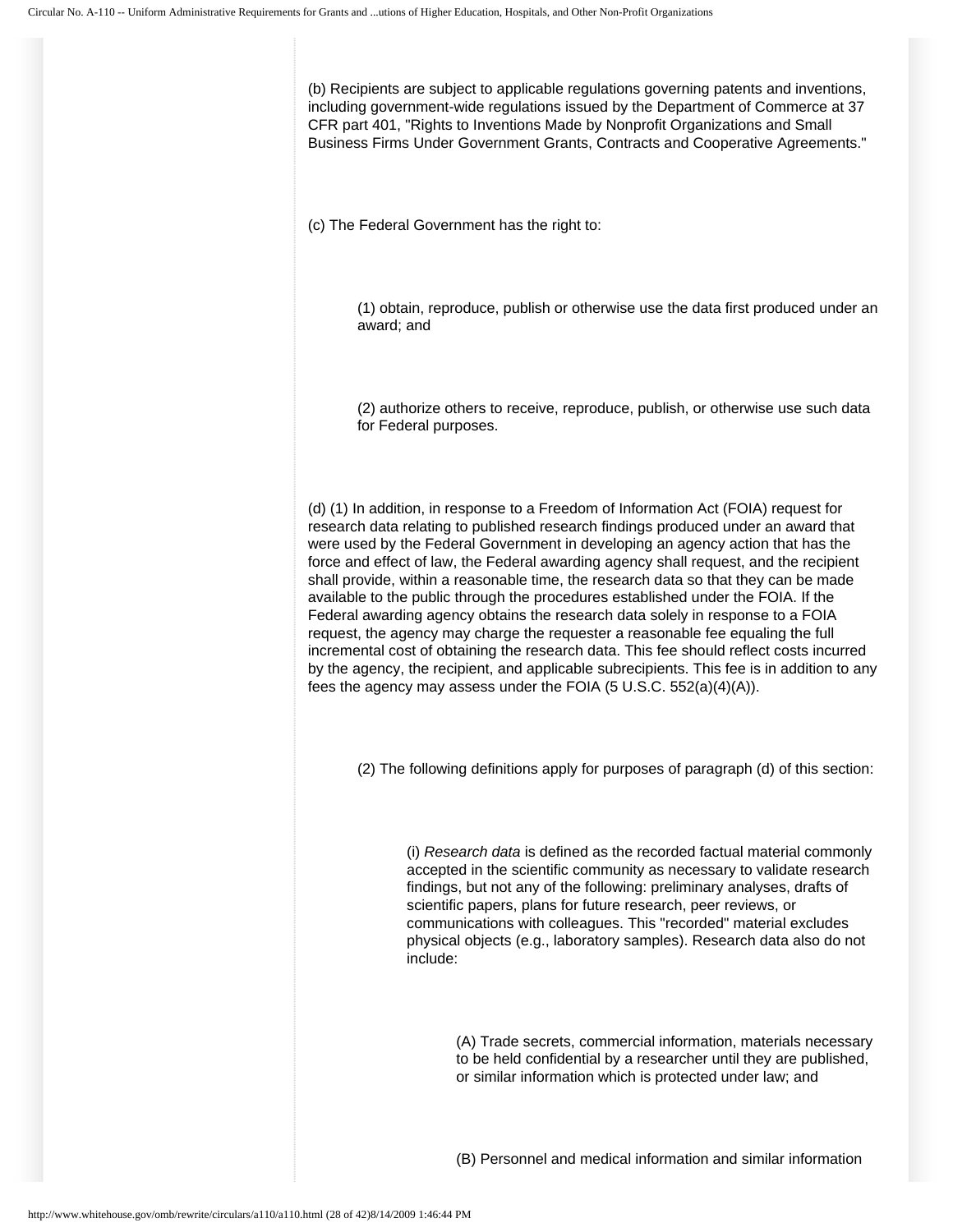(b) Recipients are subject to applicable regulations governing patents and inventions, including government-wide regulations issued by the Department of Commerce at 37 CFR part 401, "Rights to Inventions Made by Nonprofit Organizations and Small Business Firms Under Government Grants, Contracts and Cooperative Agreements."

(c) The Federal Government has the right to:

(1) obtain, reproduce, publish or otherwise use the data first produced under an award; and

(2) authorize others to receive, reproduce, publish, or otherwise use such data for Federal purposes.

(d) (1) In addition, in response to a Freedom of Information Act (FOIA) request for research data relating to published research findings produced under an award that were used by the Federal Government in developing an agency action that has the force and effect of law, the Federal awarding agency shall request, and the recipient shall provide, within a reasonable time, the research data so that they can be made available to the public through the procedures established under the FOIA. If the Federal awarding agency obtains the research data solely in response to a FOIA request, the agency may charge the requester a reasonable fee equaling the full incremental cost of obtaining the research data. This fee should reflect costs incurred by the agency, the recipient, and applicable subrecipients. This fee is in addition to any fees the agency may assess under the FOIA (5 U.S.C. 552(a)(4)(A)).

(2) The following definitions apply for purposes of paragraph (d) of this section:

(i) *Research data* is defined as the recorded factual material commonly accepted in the scientific community as necessary to validate research findings, but not any of the following: preliminary analyses, drafts of scientific papers, plans for future research, peer reviews, or communications with colleagues. This "recorded" material excludes physical objects (e.g., laboratory samples). Research data also do not include:

(A) Trade secrets, commercial information, materials necessary to be held confidential by a researcher until they are published, or similar information which is protected under law; and

(B) Personnel and medical information and similar information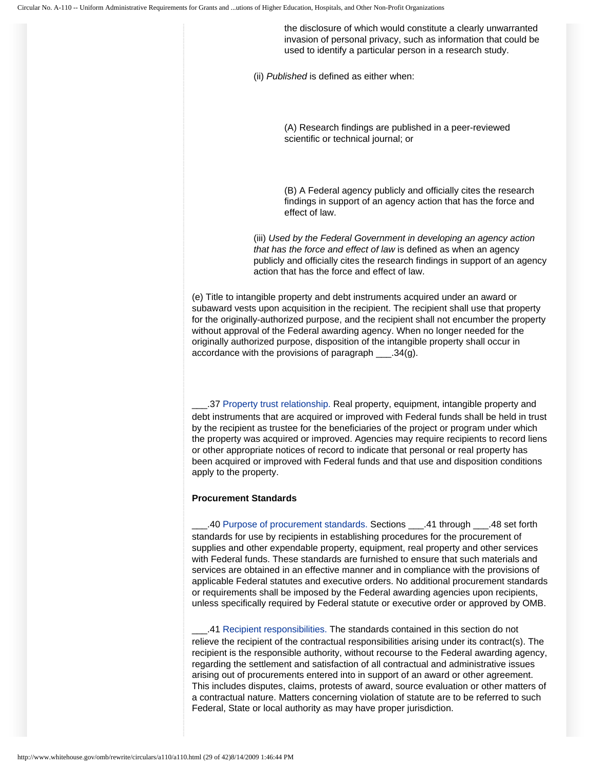the disclosure of which would constitute a clearly unwarranted invasion of personal privacy, such as information that could be used to identify a particular person in a research study.

(ii) *Published* is defined as either when:

(A) Research findings are published in a peer-reviewed scientific or technical journal; or

(B) A Federal agency publicly and officially cites the research findings in support of an agency action that has the force and effect of law.

(iii) *Used by the Federal Government in developing an agency action that has the force and effect of law* is defined as when an agency publicly and officially cites the research findings in support of an agency action that has the force and effect of law.

(e) Title to intangible property and debt instruments acquired under an award or subaward vests upon acquisition in the recipient. The recipient shall use that property for the originally-authorized purpose, and the recipient shall not encumber the property without approval of the Federal awarding agency. When no longer needed for the originally authorized purpose, disposition of the intangible property shall occur in accordance with the provisions of paragraph ___.34(g).

___.37 Property trust relationship. Real property, equipment, intangible property and debt instruments that are acquired or improved with Federal funds shall be held in trust by the recipient as trustee for the beneficiaries of the project or program under which the property was acquired or improved. Agencies may require recipients to record liens or other appropriate notices of record to indicate that personal or real property has been acquired or improved with Federal funds and that use and disposition conditions apply to the property.

**Procurement Standards**

___.40 Purpose of procurement standards. Sections ___.41 through ___.48 set forth standards for use by recipients in establishing procedures for the procurement of supplies and other expendable property, equipment, real property and other services with Federal funds. These standards are furnished to ensure that such materials and services are obtained in an effective manner and in compliance with the provisions of applicable Federal statutes and executive orders. No additional procurement standards or requirements shall be imposed by the Federal awarding agencies upon recipients, unless specifically required by Federal statute or executive order or approved by OMB.

___.41 Recipient responsibilities. The standards contained in this section do not relieve the recipient of the contractual responsibilities arising under its contract(s). The recipient is the responsible authority, without recourse to the Federal awarding agency, regarding the settlement and satisfaction of all contractual and administrative issues arising out of procurements entered into in support of an award or other agreement. This includes disputes, claims, protests of award, source evaluation or other matters of a contractual nature. Matters concerning violation of statute are to be referred to such Federal, State or local authority as may have proper jurisdiction.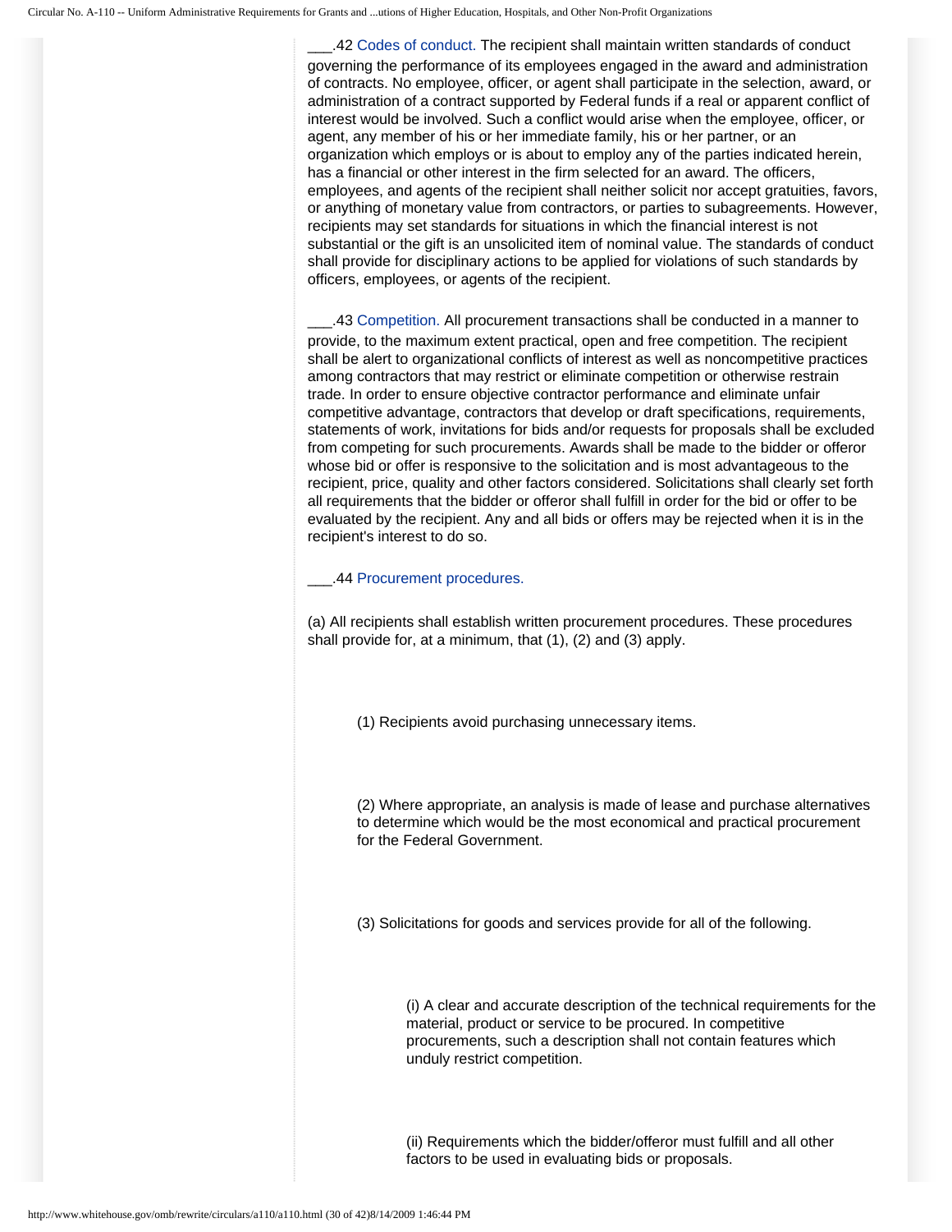\_\_\_.42 Codes of conduct. The recipient shall maintain written standards of conduct governing the performance of its employees engaged in the award and administration of contracts. No employee, officer, or agent shall participate in the selection, award, or administration of a contract supported by Federal funds if a real or apparent conflict of interest would be involved. Such a conflict would arise when the employee, officer, or agent, any member of his or her immediate family, his or her partner, or an organization which employs or is about to employ any of the parties indicated herein, has a financial or other interest in the firm selected for an award. The officers, employees, and agents of the recipient shall neither solicit nor accept gratuities, favors, or anything of monetary value from contractors, or parties to subagreements. However, recipients may set standards for situations in which the financial interest is not substantial or the gift is an unsolicited item of nominal value. The standards of conduct shall provide for disciplinary actions to be applied for violations of such standards by officers, employees, or agents of the recipient.

\_\_\_.43 Competition. All procurement transactions shall be conducted in a manner to provide, to the maximum extent practical, open and free competition. The recipient shall be alert to organizational conflicts of interest as well as noncompetitive practices among contractors that may restrict or eliminate competition or otherwise restrain trade. In order to ensure objective contractor performance and eliminate unfair competitive advantage, contractors that develop or draft specifications, requirements, statements of work, invitations for bids and/or requests for proposals shall be excluded from competing for such procurements. Awards shall be made to the bidder or offeror whose bid or offer is responsive to the solicitation and is most advantageous to the recipient, price, quality and other factors considered. Solicitations shall clearly set forth all requirements that the bidder or offeror shall fulfill in order for the bid or offer to be evaluated by the recipient. Any and all bids or offers may be rejected when it is in the recipient's interest to do so.

\_\_\_.44 Procurement procedures.

(a) All recipients shall establish written procurement procedures. These procedures shall provide for, at a minimum, that (1), (2) and (3) apply.

(1) Recipients avoid purchasing unnecessary items.

(2) Where appropriate, an analysis is made of lease and purchase alternatives to determine which would be the most economical and practical procurement for the Federal Government.

(3) Solicitations for goods and services provide for all of the following.

(i) A clear and accurate description of the technical requirements for the material, product or service to be procured. In competitive procurements, such a description shall not contain features which unduly restrict competition.

(ii) Requirements which the bidder/offeror must fulfill and all other factors to be used in evaluating bids or proposals.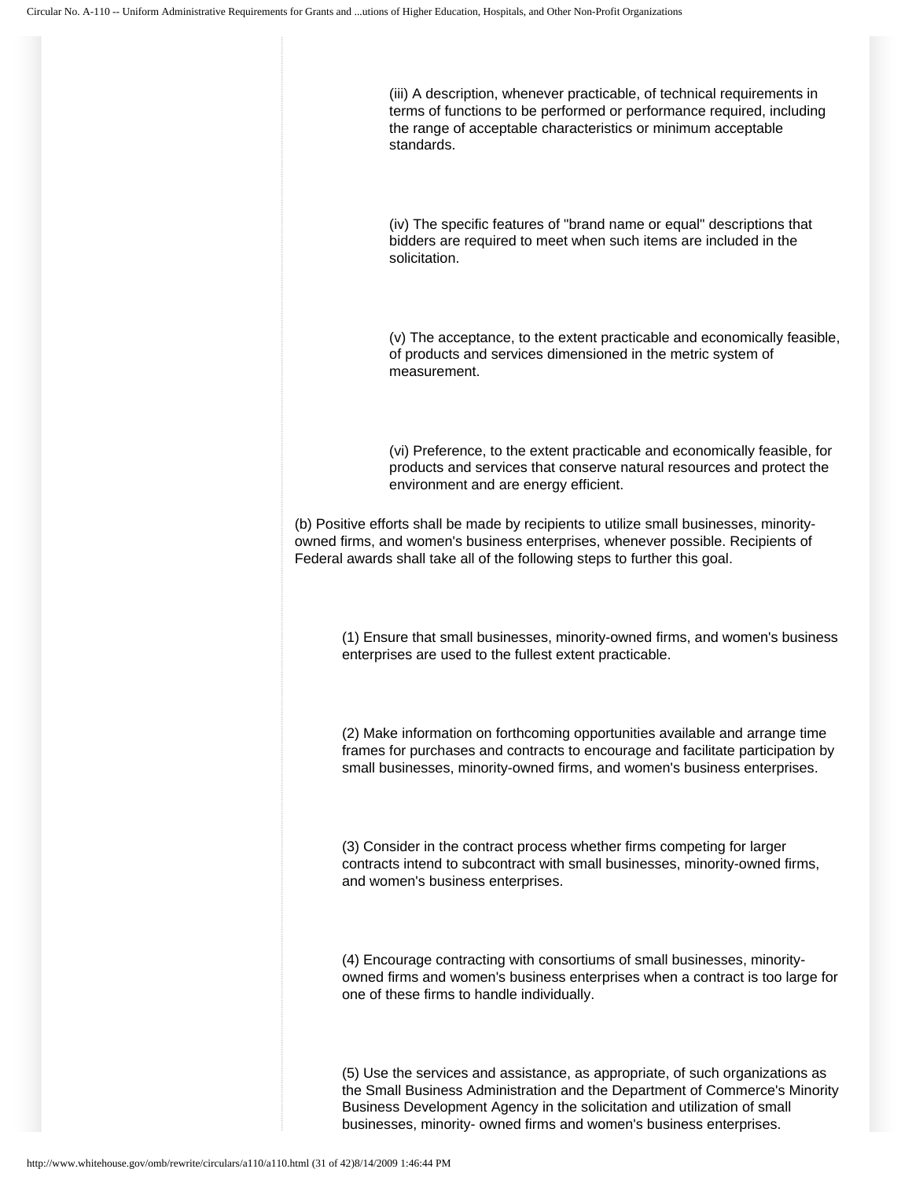(iii) A description, whenever practicable, of technical requirements in terms of functions to be performed or performance required, including the range of acceptable characteristics or minimum acceptable standards.

(iv) The specific features of "brand name or equal" descriptions that bidders are required to meet when such items are included in the solicitation.

(v) The acceptance, to the extent practicable and economically feasible, of products and services dimensioned in the metric system of measurement.

(vi) Preference, to the extent practicable and economically feasible, for products and services that conserve natural resources and protect the environment and are energy efficient.

(b) Positive efforts shall be made by recipients to utilize small businesses, minority-owned firms, and women's business enterprises, whenever possible. Recipients of Federal awards shall take all of the following steps to further this goal.

(1) Ensure that small businesses, minority-owned firms, and women's business enterprises are used to the fullest extent practicable.

(2) Make information on forthcoming opportunities available and arrange time frames for purchases and contracts to encourage and facilitate participation by small businesses, minority-owned firms, and women's business enterprises.

(3) Consider in the contract process whether firms competing for larger contracts intend to subcontract with small businesses, minority-owned firms, and women's business enterprises.

(4) Encourage contracting with consortiums of small businesses, minority-owned firms and women's business enterprises when a contract is too large for one of these firms to handle individually.

(5) Use the services and assistance, as appropriate, of such organizations as the Small Business Administration and the Department of Commerce's Minority Business Development Agency in the solicitation and utilization of small businesses, minority- owned firms and women's business enterprises.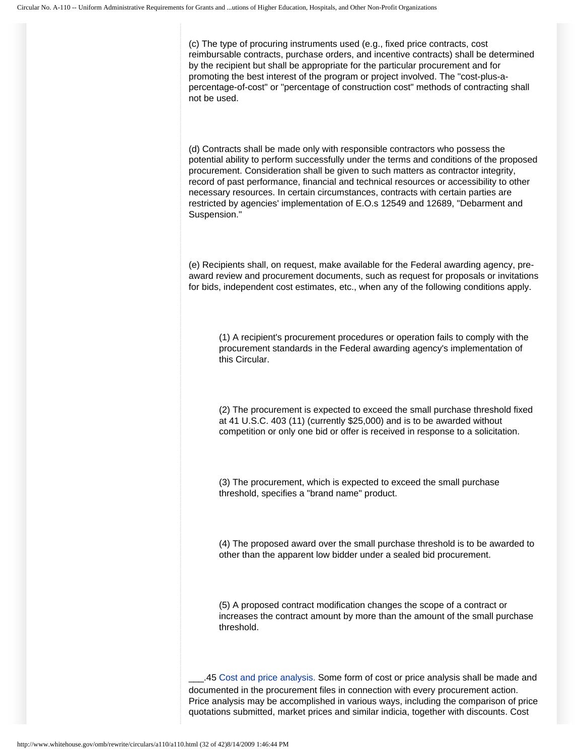(c) The type of procuring instruments used (e.g., fixed price contracts, cost reimbursable contracts, purchase orders, and incentive contracts) shall be determined by the recipient but shall be appropriate for the particular procurement and for promoting the best interest of the program or project involved. The "cost-plus-a-percentage-of-cost" or "percentage of construction cost" methods of contracting shall not be used.

(d) Contracts shall be made only with responsible contractors who possess the potential ability to perform successfully under the terms and conditions of the proposed procurement. Consideration shall be given to such matters as contractor integrity, record of past performance, financial and technical resources or accessibility to other necessary resources. In certain circumstances, contracts with certain parties are restricted by agencies' implementation of E.O.s 12549 and 12689, "Debarment and Suspension."

(e) Recipients shall, on request, make available for the Federal awarding agency, pre-award review and procurement documents, such as request for proposals or invitations for bids, independent cost estimates, etc., when any of the following conditions apply.

> (1) A recipient's procurement procedures or operation fails to comply with the procurement standards in the Federal awarding agency's implementation of this Circular.
>
> (2) The procurement is expected to exceed the small purchase threshold fixed at 41 U.S.C. 403 (11) (currently $25,000) and is to be awarded without competition or only one bid or offer is received in response to a solicitation.
>
> (3) The procurement, which is expected to exceed the small purchase threshold, specifies a "brand name" product.
>
> (4) The proposed award over the small purchase threshold is to be awarded to other than the apparent low bidder under a sealed bid procurement.
>
> (5) A proposed contract modification changes the scope of a contract or increases the contract amount by more than the amount of the small purchase threshold.

___.45 Cost and price analysis. Some form of cost or price analysis shall be made and documented in the procurement files in connection with every procurement action. Price analysis may be accomplished in various ways, including the comparison of price quotations submitted, market prices and similar indicia, together with discounts. Cost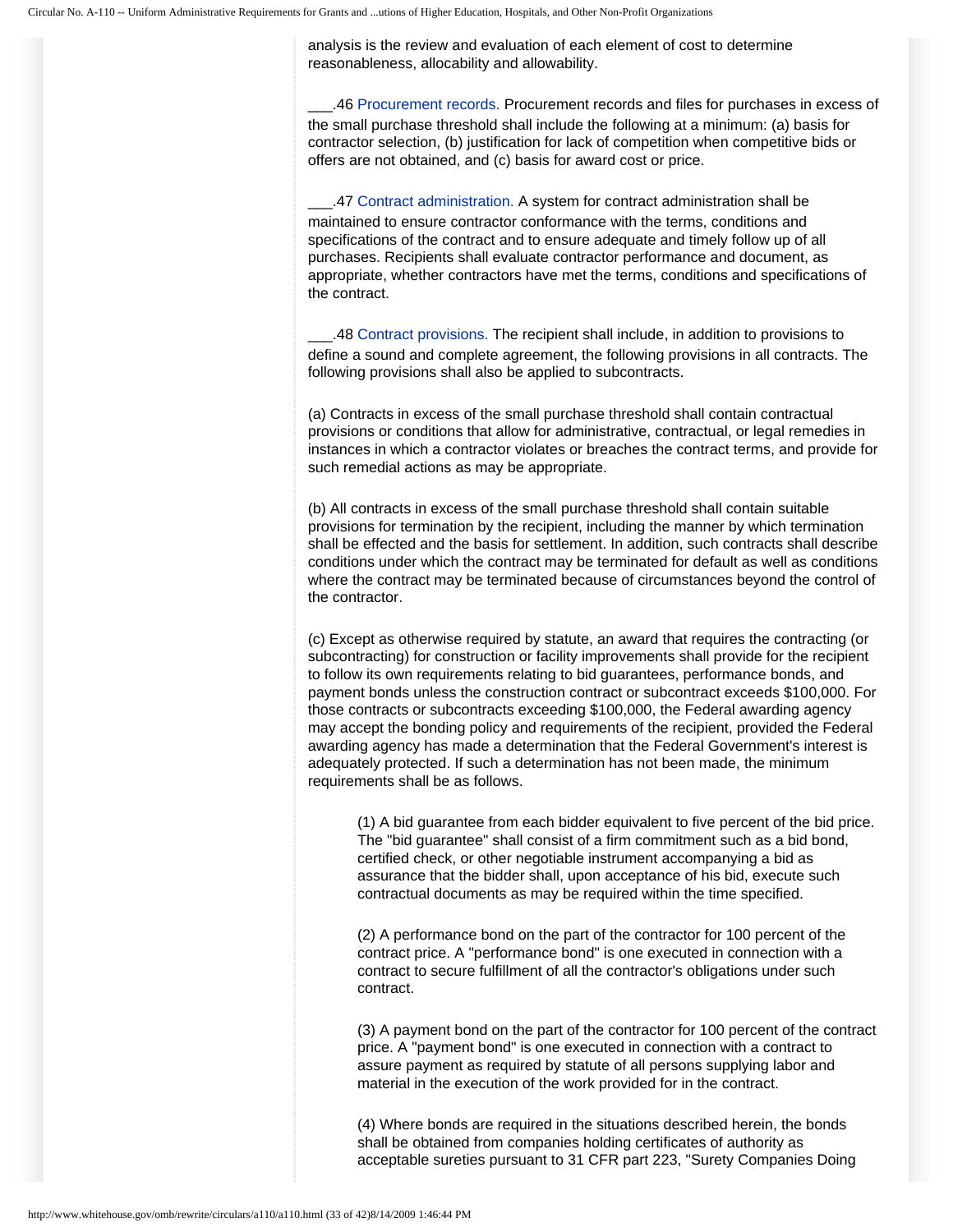analysis is the review and evaluation of each element of cost to determine reasonableness, allocability and allowability.

___.46 Procurement records. Procurement records and files for purchases in excess of the small purchase threshold shall include the following at a minimum: (a) basis for contractor selection, (b) justification for lack of competition when competitive bids or offers are not obtained, and (c) basis for award cost or price.

___.47 Contract administration. A system for contract administration shall be maintained to ensure contractor conformance with the terms, conditions and specifications of the contract and to ensure adequate and timely follow up of all purchases. Recipients shall evaluate contractor performance and document, as appropriate, whether contractors have met the terms, conditions and specifications of the contract.

___.48 Contract provisions. The recipient shall include, in addition to provisions to define a sound and complete agreement, the following provisions in all contracts. The following provisions shall also be applied to subcontracts.

(a) Contracts in excess of the small purchase threshold shall contain contractual provisions or conditions that allow for administrative, contractual, or legal remedies in instances in which a contractor violates or breaches the contract terms, and provide for such remedial actions as may be appropriate.

(b) All contracts in excess of the small purchase threshold shall contain suitable provisions for termination by the recipient, including the manner by which termination shall be effected and the basis for settlement. In addition, such contracts shall describe conditions under which the contract may be terminated for default as well as conditions where the contract may be terminated because of circumstances beyond the control of the contractor.

(c) Except as otherwise required by statute, an award that requires the contracting (or subcontracting) for construction or facility improvements shall provide for the recipient to follow its own requirements relating to bid guarantees, performance bonds, and payment bonds unless the construction contract or subcontract exceeds $100,000. For those contracts or subcontracts exceeding $100,000, the Federal awarding agency may accept the bonding policy and requirements of the recipient, provided the Federal awarding agency has made a determination that the Federal Government's interest is adequately protected. If such a determination has not been made, the minimum requirements shall be as follows.

> (1) A bid guarantee from each bidder equivalent to five percent of the bid price. The "bid guarantee" shall consist of a firm commitment such as a bid bond, certified check, or other negotiable instrument accompanying a bid as assurance that the bidder shall, upon acceptance of his bid, execute such contractual documents as may be required within the time specified.
>
> (2) A performance bond on the part of the contractor for 100 percent of the contract price. A "performance bond" is one executed in connection with a contract to secure fulfillment of all the contractor's obligations under such contract.
>
> (3) A payment bond on the part of the contractor for 100 percent of the contract price. A "payment bond" is one executed in connection with a contract to assure payment as required by statute of all persons supplying labor and material in the execution of the work provided for in the contract.
>
> (4) Where bonds are required in the situations described herein, the bonds shall be obtained from companies holding certificates of authority as acceptable sureties pursuant to 31 CFR part 223, "Surety Companies Doing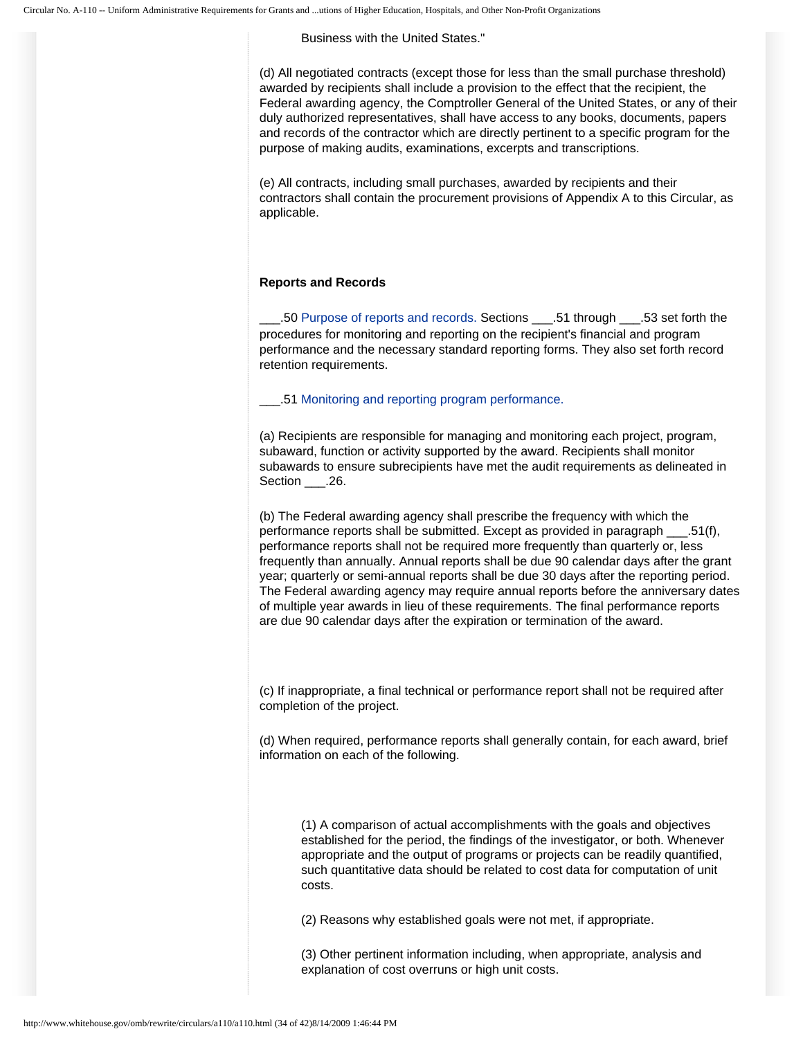Business with the United States."

(d) All negotiated contracts (except those for less than the small purchase threshold) awarded by recipients shall include a provision to the effect that the recipient, the Federal awarding agency, the Comptroller General of the United States, or any of their duly authorized representatives, shall have access to any books, documents, papers and records of the contractor which are directly pertinent to a specific program for the purpose of making audits, examinations, excerpts and transcriptions.

(e) All contracts, including small purchases, awarded by recipients and their contractors shall contain the procurement provisions of Appendix A to this Circular, as applicable.

**Reports and Records**

___.50 Purpose of reports and records. Sections ___.51 through ___.53 set forth the procedures for monitoring and reporting on the recipient's financial and program performance and the necessary standard reporting forms. They also set forth record retention requirements.

___.51 Monitoring and reporting program performance.

(a) Recipients are responsible for managing and monitoring each project, program, subaward, function or activity supported by the award. Recipients shall monitor subawards to ensure subrecipients have met the audit requirements as delineated in Section ___.26.

(b) The Federal awarding agency shall prescribe the frequency with which the performance reports shall be submitted. Except as provided in paragraph ___.51(f), performance reports shall not be required more frequently than quarterly or, less frequently than annually. Annual reports shall be due 90 calendar days after the grant year; quarterly or semi-annual reports shall be due 30 days after the reporting period. The Federal awarding agency may require annual reports before the anniversary dates of multiple year awards in lieu of these requirements. The final performance reports are due 90 calendar days after the expiration or termination of the award.

(c) If inappropriate, a final technical or performance report shall not be required after completion of the project.

(d) When required, performance reports shall generally contain, for each award, brief information on each of the following.

(1) A comparison of actual accomplishments with the goals and objectives established for the period, the findings of the investigator, or both. Whenever appropriate and the output of programs or projects can be readily quantified, such quantitative data should be related to cost data for computation of unit costs.

(2) Reasons why established goals were not met, if appropriate.

(3) Other pertinent information including, when appropriate, analysis and explanation of cost overruns or high unit costs.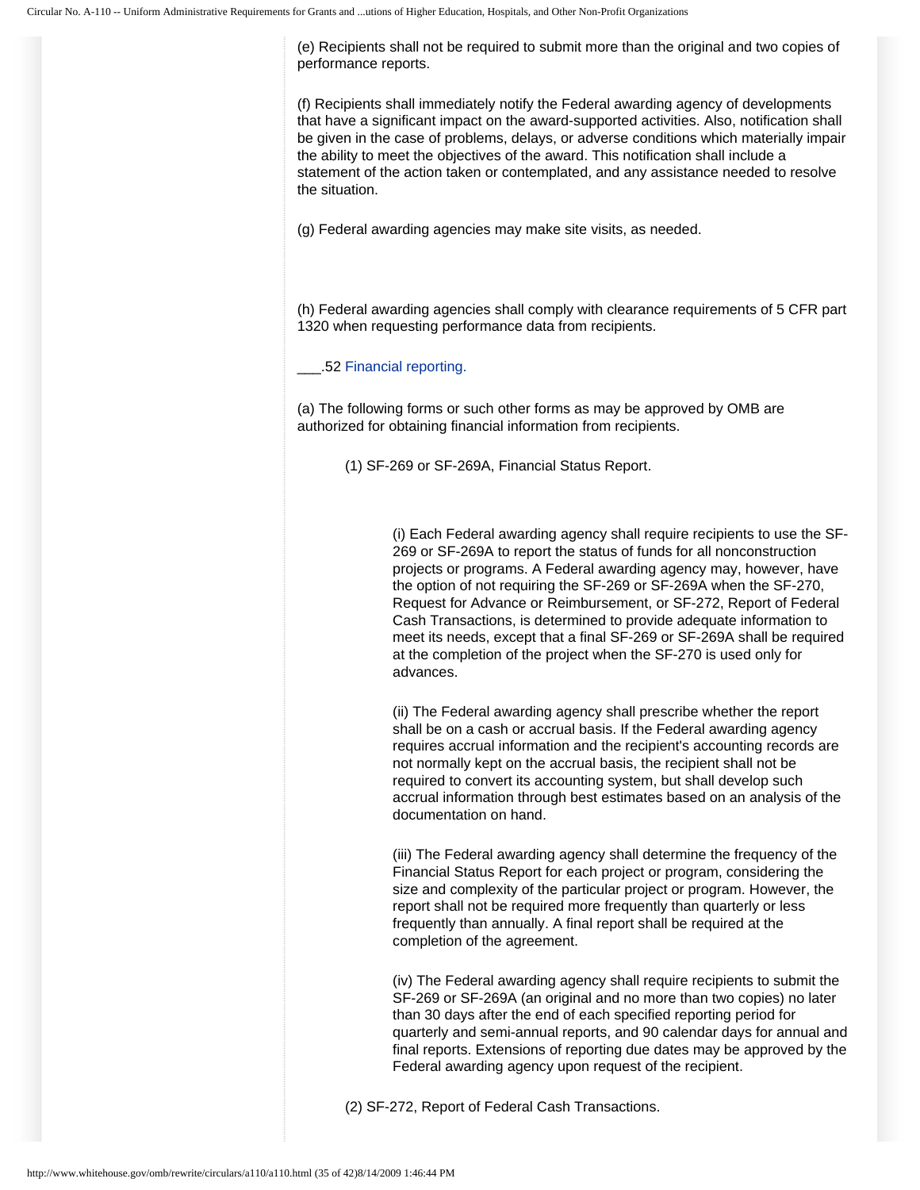(e) Recipients shall not be required to submit more than the original and two copies of performance reports.

(f) Recipients shall immediately notify the Federal awarding agency of developments that have a significant impact on the award-supported activities. Also, notification shall be given in the case of problems, delays, or adverse conditions which materially impair the ability to meet the objectives of the award. This notification shall include a statement of the action taken or contemplated, and any assistance needed to resolve the situation.

(g) Federal awarding agencies may make site visits, as needed.

(h) Federal awarding agencies shall comply with clearance requirements of 5 CFR part 1320 when requesting performance data from recipients.

___.52 Financial reporting.

(a) The following forms or such other forms as may be approved by OMB are authorized for obtaining financial information from recipients.

(1) SF-269 or SF-269A, Financial Status Report.

(i) Each Federal awarding agency shall require recipients to use the SF-269 or SF-269A to report the status of funds for all nonconstruction projects or programs. A Federal awarding agency may, however, have the option of not requiring the SF-269 or SF-269A when the SF-270, Request for Advance or Reimbursement, or SF-272, Report of Federal Cash Transactions, is determined to provide adequate information to meet its needs, except that a final SF-269 or SF-269A shall be required at the completion of the project when the SF-270 is used only for advances.

(ii) The Federal awarding agency shall prescribe whether the report shall be on a cash or accrual basis. If the Federal awarding agency requires accrual information and the recipient's accounting records are not normally kept on the accrual basis, the recipient shall not be required to convert its accounting system, but shall develop such accrual information through best estimates based on an analysis of the documentation on hand.

(iii) The Federal awarding agency shall determine the frequency of the Financial Status Report for each project or program, considering the size and complexity of the particular project or program. However, the report shall not be required more frequently than quarterly or less frequently than annually. A final report shall be required at the completion of the agreement.

(iv) The Federal awarding agency shall require recipients to submit the SF-269 or SF-269A (an original and no more than two copies) no later than 30 days after the end of each specified reporting period for quarterly and semi-annual reports, and 90 calendar days for annual and final reports. Extensions of reporting due dates may be approved by the Federal awarding agency upon request of the recipient.

(2) SF-272, Report of Federal Cash Transactions.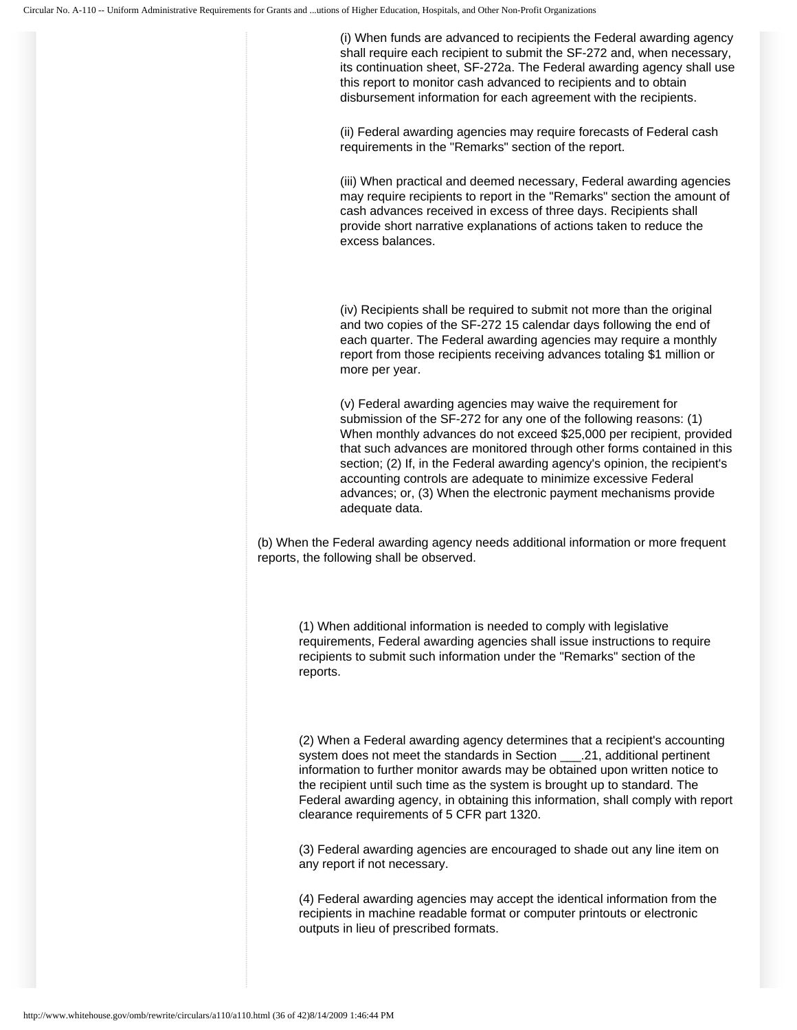(i) When funds are advanced to recipients the Federal awarding agency shall require each recipient to submit the SF-272 and, when necessary, its continuation sheet, SF-272a. The Federal awarding agency shall use this report to monitor cash advanced to recipients and to obtain disbursement information for each agreement with the recipients.

(ii) Federal awarding agencies may require forecasts of Federal cash requirements in the "Remarks" section of the report.

(iii) When practical and deemed necessary, Federal awarding agencies may require recipients to report in the "Remarks" section the amount of cash advances received in excess of three days. Recipients shall provide short narrative explanations of actions taken to reduce the excess balances.

(iv) Recipients shall be required to submit not more than the original and two copies of the SF-272 15 calendar days following the end of each quarter. The Federal awarding agencies may require a monthly report from those recipients receiving advances totaling $1 million or more per year.

(v) Federal awarding agencies may waive the requirement for submission of the SF-272 for any one of the following reasons: (1) When monthly advances do not exceed $25,000 per recipient, provided that such advances are monitored through other forms contained in this section; (2) If, in the Federal awarding agency's opinion, the recipient's accounting controls are adequate to minimize excessive Federal advances; or, (3) When the electronic payment mechanisms provide adequate data.

(b) When the Federal awarding agency needs additional information or more frequent reports, the following shall be observed.

(1) When additional information is needed to comply with legislative requirements, Federal awarding agencies shall issue instructions to require recipients to submit such information under the "Remarks" section of the reports.

(2) When a Federal awarding agency determines that a recipient's accounting system does not meet the standards in Section ___.21, additional pertinent information to further monitor awards may be obtained upon written notice to the recipient until such time as the system is brought up to standard. The Federal awarding agency, in obtaining this information, shall comply with report clearance requirements of 5 CFR part 1320.

(3) Federal awarding agencies are encouraged to shade out any line item on any report if not necessary.

(4) Federal awarding agencies may accept the identical information from the recipients in machine readable format or computer printouts or electronic outputs in lieu of prescribed formats.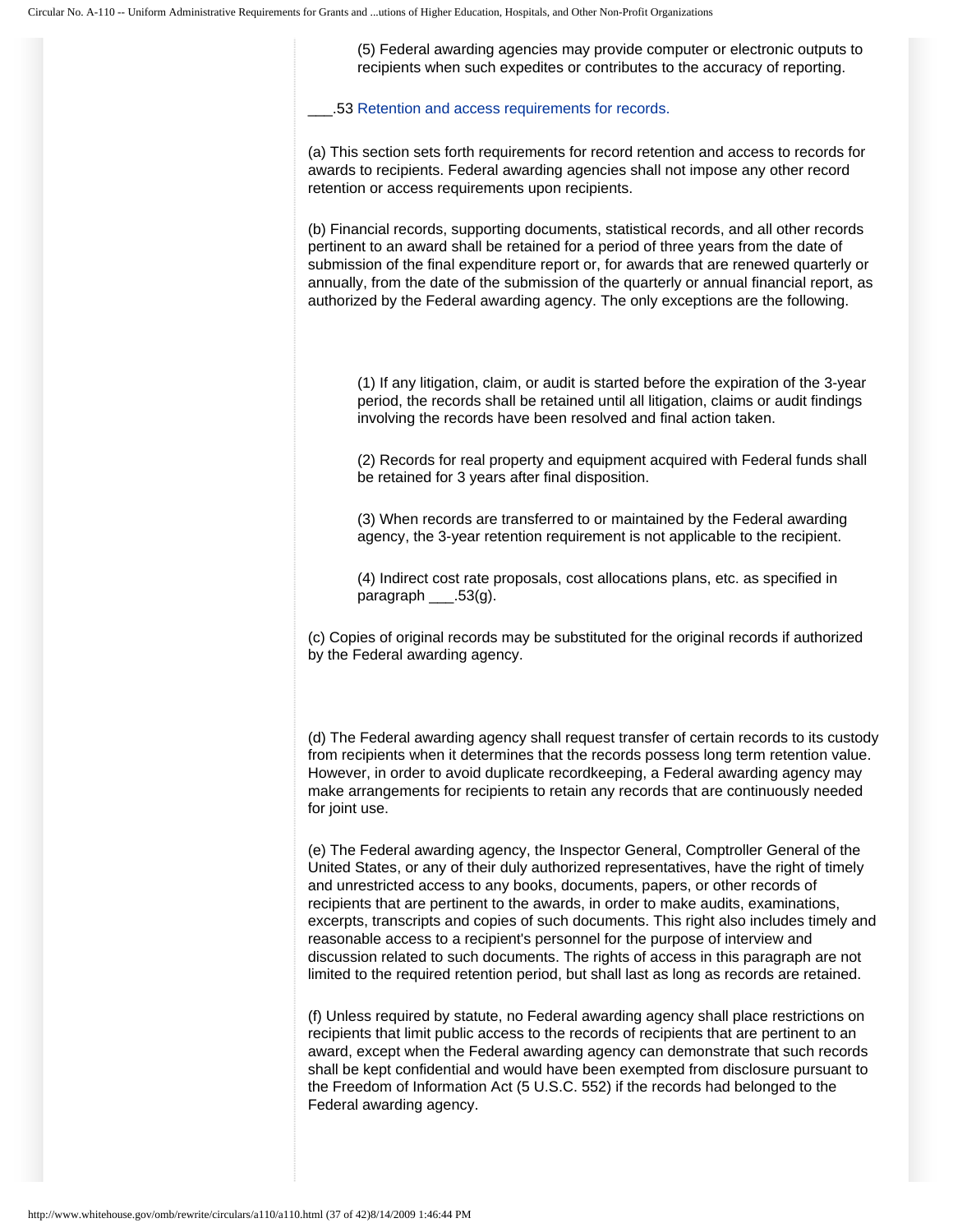(5) Federal awarding agencies may provide computer or electronic outputs to recipients when such expedites or contributes to the accuracy of reporting.

___.53 Retention and access requirements for records.

(a) This section sets forth requirements for record retention and access to records for awards to recipients. Federal awarding agencies shall not impose any other record retention or access requirements upon recipients.

(b) Financial records, supporting documents, statistical records, and all other records pertinent to an award shall be retained for a period of three years from the date of submission of the final expenditure report or, for awards that are renewed quarterly or annually, from the date of the submission of the quarterly or annual financial report, as authorized by the Federal awarding agency. The only exceptions are the following.

(1) If any litigation, claim, or audit is started before the expiration of the 3-year period, the records shall be retained until all litigation, claims or audit findings involving the records have been resolved and final action taken.

(2) Records for real property and equipment acquired with Federal funds shall be retained for 3 years after final disposition.

(3) When records are transferred to or maintained by the Federal awarding agency, the 3-year retention requirement is not applicable to the recipient.

(4) Indirect cost rate proposals, cost allocations plans, etc. as specified in paragraph ___.53(g).

(c) Copies of original records may be substituted for the original records if authorized by the Federal awarding agency.

(d) The Federal awarding agency shall request transfer of certain records to its custody from recipients when it determines that the records possess long term retention value. However, in order to avoid duplicate recordkeeping, a Federal awarding agency may make arrangements for recipients to retain any records that are continuously needed for joint use.

(e) The Federal awarding agency, the Inspector General, Comptroller General of the United States, or any of their duly authorized representatives, have the right of timely and unrestricted access to any books, documents, papers, or other records of recipients that are pertinent to the awards, in order to make audits, examinations, excerpts, transcripts and copies of such documents. This right also includes timely and reasonable access to a recipient's personnel for the purpose of interview and discussion related to such documents. The rights of access in this paragraph are not limited to the required retention period, but shall last as long as records are retained.

(f) Unless required by statute, no Federal awarding agency shall place restrictions on recipients that limit public access to the records of recipients that are pertinent to an award, except when the Federal awarding agency can demonstrate that such records shall be kept confidential and would have been exempted from disclosure pursuant to the Freedom of Information Act (5 U.S.C. 552) if the records had belonged to the Federal awarding agency.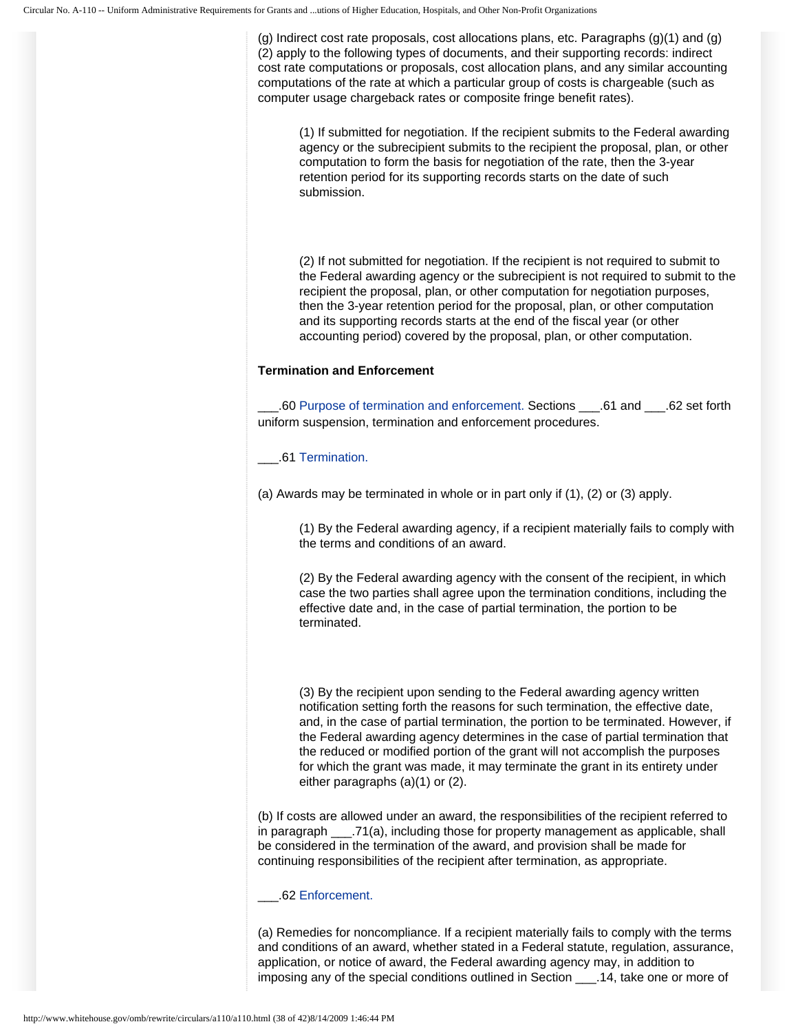(g) Indirect cost rate proposals, cost allocations plans, etc. Paragraphs (g)(1) and (g)(2) apply to the following types of documents, and their supporting records: indirect cost rate computations or proposals, cost allocation plans, and any similar accounting computations of the rate at which a particular group of costs is chargeable (such as computer usage chargeback rates or composite fringe benefit rates).

> (1) If submitted for negotiation. If the recipient submits to the Federal awarding agency or the subrecipient submits to the recipient the proposal, plan, or other computation to form the basis for negotiation of the rate, then the 3-year retention period for its supporting records starts on the date of such submission.
>
> (2) If not submitted for negotiation. If the recipient is not required to submit to the Federal awarding agency or the subrecipient is not required to submit to the recipient the proposal, plan, or other computation for negotiation purposes, then the 3-year retention period for the proposal, plan, or other computation and its supporting records starts at the end of the fiscal year (or other accounting period) covered by the proposal, plan, or other computation.

**Termination and Enforcement**

___.60 Purpose of termination and enforcement. Sections ___.61 and ___.62 set forth uniform suspension, termination and enforcement procedures.

___.61 Termination.

(a) Awards may be terminated in whole or in part only if (1), (2) or (3) apply.

> (1) By the Federal awarding agency, if a recipient materially fails to comply with the terms and conditions of an award.
>
> (2) By the Federal awarding agency with the consent of the recipient, in which case the two parties shall agree upon the termination conditions, including the effective date and, in the case of partial termination, the portion to be terminated.
>
> (3) By the recipient upon sending to the Federal awarding agency written notification setting forth the reasons for such termination, the effective date, and, in the case of partial termination, the portion to be terminated. However, if the Federal awarding agency determines in the case of partial termination that the reduced or modified portion of the grant will not accomplish the purposes for which the grant was made, it may terminate the grant in its entirety under either paragraphs (a)(1) or (2).

(b) If costs are allowed under an award, the responsibilities of the recipient referred to in paragraph ___.71(a), including those for property management as applicable, shall be considered in the termination of the award, and provision shall be made for continuing responsibilities of the recipient after termination, as appropriate.

___.62 Enforcement.

(a) Remedies for noncompliance. If a recipient materially fails to comply with the terms and conditions of an award, whether stated in a Federal statute, regulation, assurance, application, or notice of award, the Federal awarding agency may, in addition to imposing any of the special conditions outlined in Section ___.14, take one or more of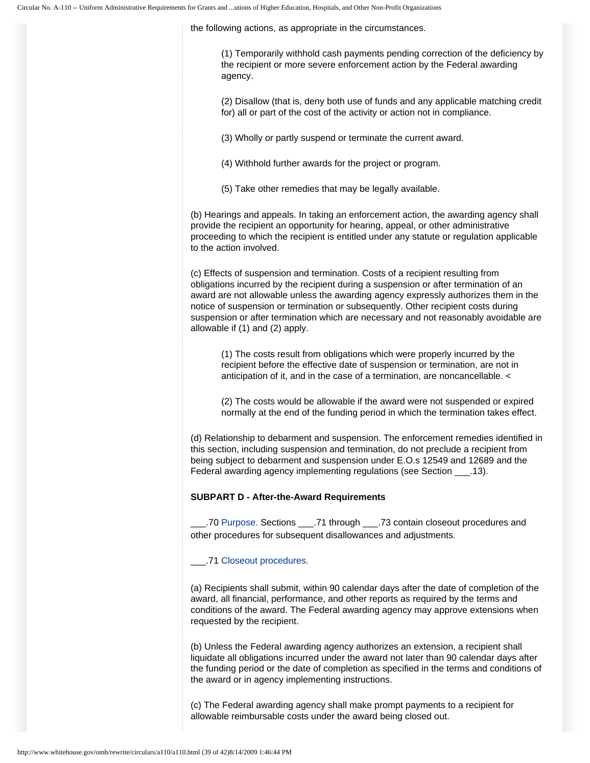the following actions, as appropriate in the circumstances.

(1) Temporarily withhold cash payments pending correction of the deficiency by the recipient or more severe enforcement action by the Federal awarding agency.

(2) Disallow (that is, deny both use of funds and any applicable matching credit for) all or part of the cost of the activity or action not in compliance.

(3) Wholly or partly suspend or terminate the current award.

(4) Withhold further awards for the project or program.

(5) Take other remedies that may be legally available.

(b) Hearings and appeals. In taking an enforcement action, the awarding agency shall provide the recipient an opportunity for hearing, appeal, or other administrative proceeding to which the recipient is entitled under any statute or regulation applicable to the action involved.

(c) Effects of suspension and termination. Costs of a recipient resulting from obligations incurred by the recipient during a suspension or after termination of an award are not allowable unless the awarding agency expressly authorizes them in the notice of suspension or termination or subsequently. Other recipient costs during suspension or after termination which are necessary and not reasonably avoidable are allowable if (1) and (2) apply.

(1) The costs result from obligations which were properly incurred by the recipient before the effective date of suspension or termination, are not in anticipation of it, and in the case of a termination, are noncancellable. <

(2) The costs would be allowable if the award were not suspended or expired normally at the end of the funding period in which the termination takes effect.

(d) Relationship to debarment and suspension. The enforcement remedies identified in this section, including suspension and termination, do not preclude a recipient from being subject to debarment and suspension under E.O.s 12549 and 12689 and the Federal awarding agency implementing regulations (see Section ___.13).

**SUBPART D - After-the-Award Requirements**

___.70 Purpose. Sections ___.71 through ___.73 contain closeout procedures and other procedures for subsequent disallowances and adjustments.

___.71 Closeout procedures.

(a) Recipients shall submit, within 90 calendar days after the date of completion of the award, all financial, performance, and other reports as required by the terms and conditions of the award. The Federal awarding agency may approve extensions when requested by the recipient.

(b) Unless the Federal awarding agency authorizes an extension, a recipient shall liquidate all obligations incurred under the award not later than 90 calendar days after the funding period or the date of completion as specified in the terms and conditions of the award or in agency implementing instructions.

(c) The Federal awarding agency shall make prompt payments to a recipient for allowable reimbursable costs under the award being closed out.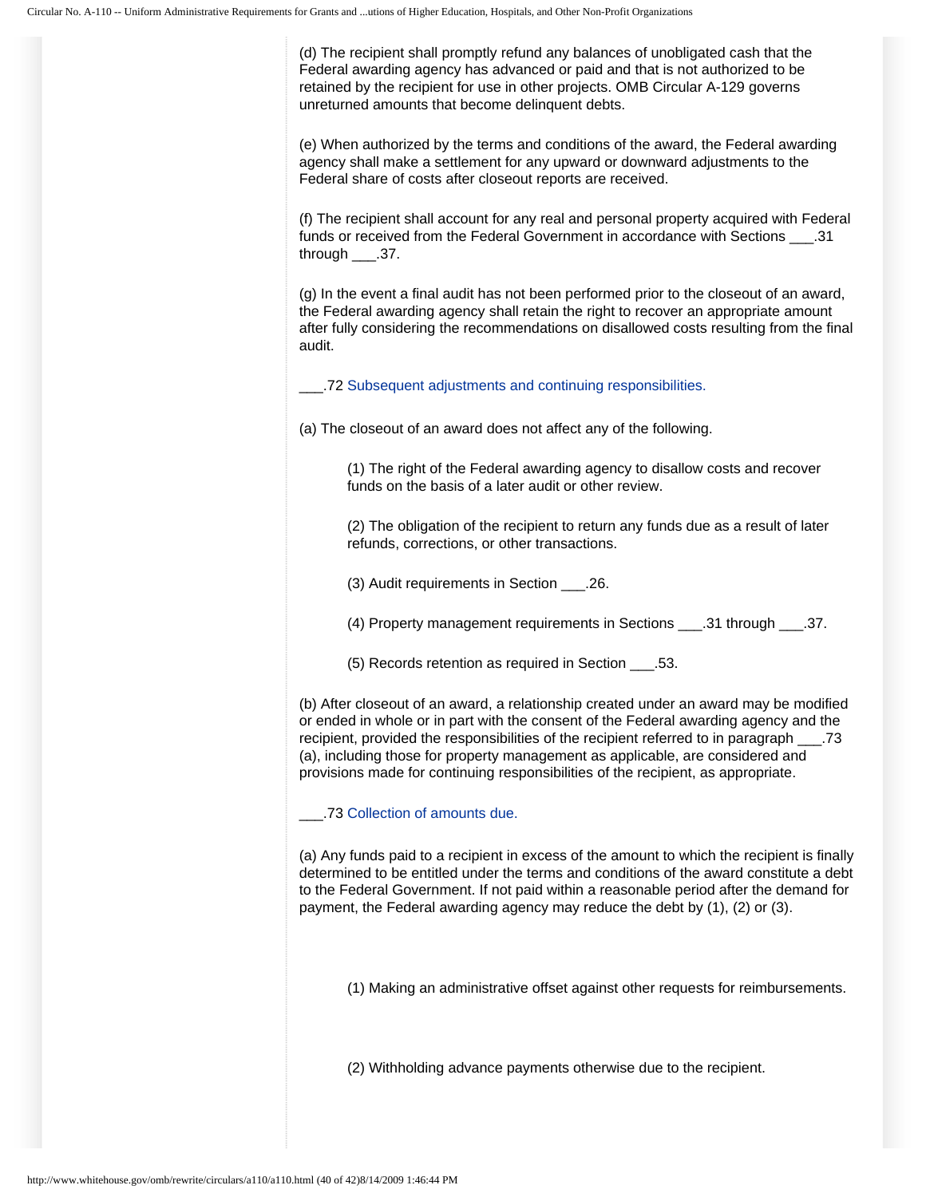(d) The recipient shall promptly refund any balances of unobligated cash that the Federal awarding agency has advanced or paid and that is not authorized to be retained by the recipient for use in other projects. OMB Circular A-129 governs unreturned amounts that become delinquent debts.

(e) When authorized by the terms and conditions of the award, the Federal awarding agency shall make a settlement for any upward or downward adjustments to the Federal share of costs after closeout reports are received.

(f) The recipient shall account for any real and personal property acquired with Federal funds or received from the Federal Government in accordance with Sections ___.31 through ___.37.

(g) In the event a final audit has not been performed prior to the closeout of an award, the Federal awarding agency shall retain the right to recover an appropriate amount after fully considering the recommendations on disallowed costs resulting from the final audit.

___.72 Subsequent adjustments and continuing responsibilities.

(a) The closeout of an award does not affect any of the following.

> (1) The right of the Federal awarding agency to disallow costs and recover funds on the basis of a later audit or other review.
>
> (2) The obligation of the recipient to return any funds due as a result of later refunds, corrections, or other transactions.
>
> (3) Audit requirements in Section ___.26.
>
> (4) Property management requirements in Sections ___.31 through ___.37.
>
> (5) Records retention as required in Section ___.53.

(b) After closeout of an award, a relationship created under an award may be modified or ended in whole or in part with the consent of the Federal awarding agency and the recipient, provided the responsibilities of the recipient referred to in paragraph ___.73 (a), including those for property management as applicable, are considered and provisions made for continuing responsibilities of the recipient, as appropriate.

___.73 Collection of amounts due.

(a) Any funds paid to a recipient in excess of the amount to which the recipient is finally determined to be entitled under the terms and conditions of the award constitute a debt to the Federal Government. If not paid within a reasonable period after the demand for payment, the Federal awarding agency may reduce the debt by (1), (2) or (3).

> (1) Making an administrative offset against other requests for reimbursements.
>
> (2) Withholding advance payments otherwise due to the recipient.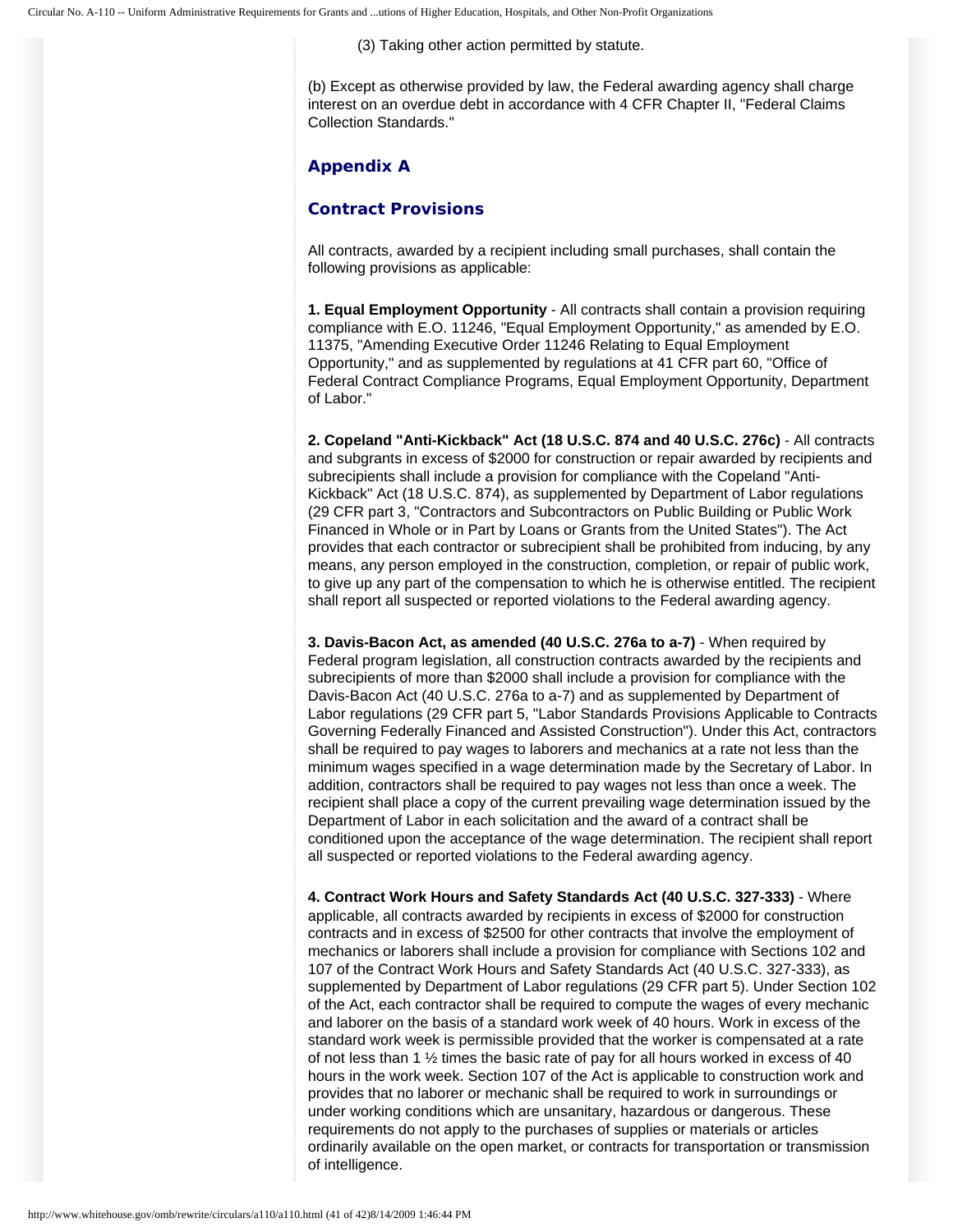(3) Taking other action permitted by statute.

(b) Except as otherwise provided by law, the Federal awarding agency shall charge interest on an overdue debt in accordance with 4 CFR Chapter II, "Federal Claims Collection Standards."

## Appendix A

## Contract Provisions

All contracts, awarded by a recipient including small purchases, shall contain the following provisions as applicable:

**1. Equal Employment Opportunity** - All contracts shall contain a provision requiring compliance with E.O. 11246, "Equal Employment Opportunity," as amended by E.O. 11375, "Amending Executive Order 11246 Relating to Equal Employment Opportunity," and as supplemented by regulations at 41 CFR part 60, "Office of Federal Contract Compliance Programs, Equal Employment Opportunity, Department of Labor."

**2. Copeland "Anti-Kickback" Act (18 U.S.C. 874 and 40 U.S.C. 276c)** - All contracts and subgrants in excess of $2000 for construction or repair awarded by recipients and subrecipients shall include a provision for compliance with the Copeland "Anti-Kickback" Act (18 U.S.C. 874), as supplemented by Department of Labor regulations (29 CFR part 3, "Contractors and Subcontractors on Public Building or Public Work Financed in Whole or in Part by Loans or Grants from the United States"). The Act provides that each contractor or subrecipient shall be prohibited from inducing, by any means, any person employed in the construction, completion, or repair of public work, to give up any part of the compensation to which he is otherwise entitled. The recipient shall report all suspected or reported violations to the Federal awarding agency.

**3. Davis-Bacon Act, as amended (40 U.S.C. 276a to a-7)** - When required by Federal program legislation, all construction contracts awarded by the recipients and subrecipients of more than $2000 shall include a provision for compliance with the Davis-Bacon Act (40 U.S.C. 276a to a-7) and as supplemented by Department of Labor regulations (29 CFR part 5, "Labor Standards Provisions Applicable to Contracts Governing Federally Financed and Assisted Construction"). Under this Act, contractors shall be required to pay wages to laborers and mechanics at a rate not less than the minimum wages specified in a wage determination made by the Secretary of Labor. In addition, contractors shall be required to pay wages not less than once a week. The recipient shall place a copy of the current prevailing wage determination issued by the Department of Labor in each solicitation and the award of a contract shall be conditioned upon the acceptance of the wage determination. The recipient shall report all suspected or reported violations to the Federal awarding agency.

**4. Contract Work Hours and Safety Standards Act (40 U.S.C. 327-333)** - Where applicable, all contracts awarded by recipients in excess of $2000 for construction contracts and in excess of $2500 for other contracts that involve the employment of mechanics or laborers shall include a provision for compliance with Sections 102 and 107 of the Contract Work Hours and Safety Standards Act (40 U.S.C. 327-333), as supplemented by Department of Labor regulations (29 CFR part 5). Under Section 102 of the Act, each contractor shall be required to compute the wages of every mechanic and laborer on the basis of a standard work week of 40 hours. Work in excess of the standard work week is permissible provided that the worker is compensated at a rate of not less than 1 ½ times the basic rate of pay for all hours worked in excess of 40 hours in the work week. Section 107 of the Act is applicable to construction work and provides that no laborer or mechanic shall be required to work in surroundings or under working conditions which are unsanitary, hazardous or dangerous. These requirements do not apply to the purchases of supplies or materials or articles ordinarily available on the open market, or contracts for transportation or transmission of intelligence.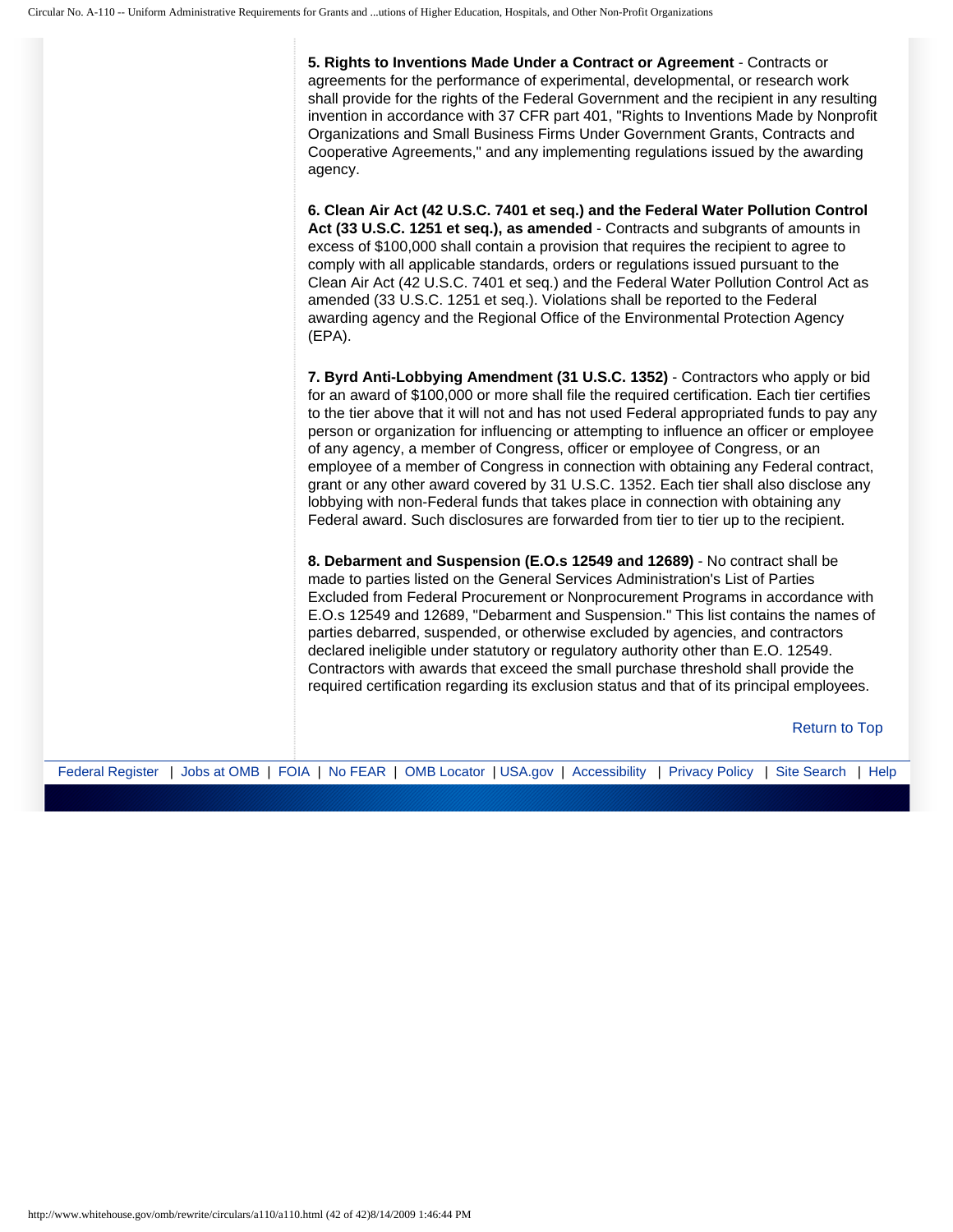**5. Rights to Inventions Made Under a Contract or Agreement** - Contracts or agreements for the performance of experimental, developmental, or research work shall provide for the rights of the Federal Government and the recipient in any resulting invention in accordance with 37 CFR part 401, "Rights to Inventions Made by Nonprofit Organizations and Small Business Firms Under Government Grants, Contracts and Cooperative Agreements," and any implementing regulations issued by the awarding agency.

**6. Clean Air Act (42 U.S.C. 7401 et seq.) and the Federal Water Pollution Control Act (33 U.S.C. 1251 et seq.), as amended** - Contracts and subgrants of amounts in excess of $100,000 shall contain a provision that requires the recipient to agree to comply with all applicable standards, orders or regulations issued pursuant to the Clean Air Act (42 U.S.C. 7401 et seq.) and the Federal Water Pollution Control Act as amended (33 U.S.C. 1251 et seq.). Violations shall be reported to the Federal awarding agency and the Regional Office of the Environmental Protection Agency (EPA).

**7. Byrd Anti-Lobbying Amendment (31 U.S.C. 1352)** - Contractors who apply or bid for an award of $100,000 or more shall file the required certification. Each tier certifies to the tier above that it will not and has not used Federal appropriated funds to pay any person or organization for influencing or attempting to influence an officer or employee of any agency, a member of Congress, officer or employee of Congress, or an employee of a member of Congress in connection with obtaining any Federal contract, grant or any other award covered by 31 U.S.C. 1352. Each tier shall also disclose any lobbying with non-Federal funds that takes place in connection with obtaining any Federal award. Such disclosures are forwarded from tier to tier up to the recipient.

**8. Debarment and Suspension (E.O.s 12549 and 12689)** - No contract shall be made to parties listed on the General Services Administration's List of Parties Excluded from Federal Procurement or Nonprocurement Programs in accordance with E.O.s 12549 and 12689, "Debarment and Suspension." This list contains the names of parties debarred, suspended, or otherwise excluded by agencies, and contractors declared ineligible under statutory or regulatory authority other than E.O. 12549. Contractors with awards that exceed the small purchase threshold shall provide the required certification regarding its exclusion status and that of its principal employees.

Return to Top

Federal Register | Jobs at OMB | FOIA | No FEAR | OMB Locator | USA.gov | Accessibility | Privacy Policy | Site Search | Help